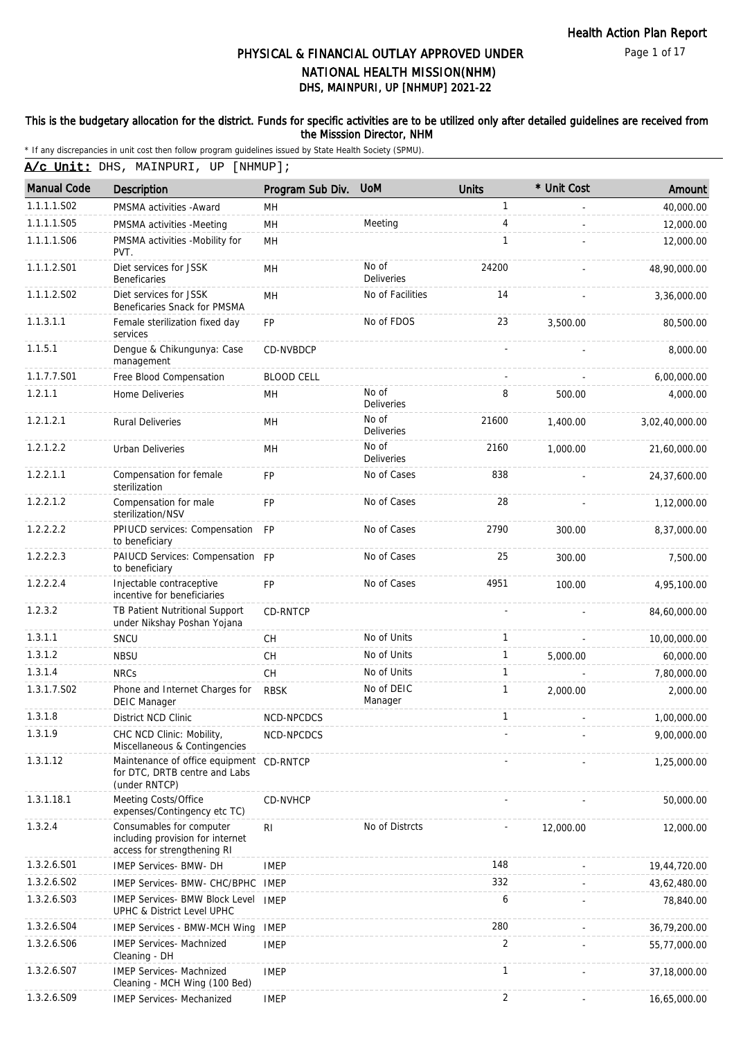# PHYSICAL & FINANCIAL OUTLAY APPROVED UNDER NATIONAL HEALTH MISSION(NHM)

## DHS, MAINPURI, UP [NHMUP] 2021-22

**This is the budgetary allocation for the district. Funds for specific activities are to be utilized only after detailed guidelines are received from the Misssion Director, NHM**

* If any discrepancies in unit cost then follow program guidelines issued by State Health Society (SPMU).

**A/c Unit:** DHS, MAINPURI, UP [NHMUP];

| Manual Code | Description | Program Sub Div. | UoM | Units | * Unit Cost | Amount |
|---|---|---|---|---|---|---|
| 1.1.1.1.S02 | PMSMA activities -Award | MH | | 1 | - | 40,000.00 |
| 1.1.1.1.S05 | PMSMA activities -Meeting | MH | Meeting | 4 | - | 12,000.00 |
| 1.1.1.1.S06 | PMSMA activities -Mobility for PVT. | MH | | 1 | - | 12,000.00 |
| 1.1.1.2.S01 | Diet services for JSSK Beneficaries | MH | No of Deliveries | 24200 | - | 48,90,000.00 |
| 1.1.1.2.S02 | Diet services for JSSK Beneficaries Snack for PMSMA | MH | No of Facilities | 14 | - | 3,36,000.00 |
| 1.1.3.1.1 | Female sterilization fixed day services | FP | No of FDOS | 23 | 3,500.00 | 80,500.00 |
| 1.1.5.1 | Dengue & Chikungunya: Case management | CD-NVBDCP | | - | - | 8,000.00 |
| 1.1.7.7.S01 | Free Blood Compensation | BLOOD CELL | | - | - | 6,00,000.00 |
| 1.2.1.1 | Home Deliveries | MH | No of Deliveries | 8 | 500.00 | 4,000.00 |
| 1.2.1.2.1 | Rural Deliveries | MH | No of Deliveries | 21600 | 1,400.00 | 3,02,40,000.00 |
| 1.2.1.2.2 | Urban Deliveries | MH | No of Deliveries | 2160 | 1,000.00 | 21,60,000.00 |
| 1.2.2.1.1 | Compensation for female sterilization | FP | No of Cases | 838 | - | 24,37,600.00 |
| 1.2.2.1.2 | Compensation for male sterilization/NSV | FP | No of Cases | 28 | - | 1,12,000.00 |
| 1.2.2.2.2 | PPIUCD services: Compensation to beneficiary | FP | No of Cases | 2790 | 300.00 | 8,37,000.00 |
| 1.2.2.2.3 | PAIUCD Services: Compensation to beneficiary | FP | No of Cases | 25 | 300.00 | 7,500.00 |
| 1.2.2.2.4 | Injectable contraceptive incentive for beneficiaries | FP | No of Cases | 4951 | 100.00 | 4,95,100.00 |
| 1.2.3.2 | TB Patient Nutritional Support under Nikshay Poshan Yojana | CD-RNTCP | | - | - | 84,60,000.00 |
| 1.3.1.1 | SNCU | CH | No of Units | 1 | - | 10,00,000.00 |
| 1.3.1.2 | NBSU | CH | No of Units | 1 | 5,000.00 | 60,000.00 |
| 1.3.1.4 | NRCs | CH | No of Units | 1 | - | 7,80,000.00 |
| 1.3.1.7.S02 | Phone and Internet Charges for DEIC Manager | RBSK | No of DEIC Manager | 1 | 2,000.00 | 2,000.00 |
| 1.3.1.8 | District NCD Clinic | NCD-NPCDCS | | 1 | - | 1,00,000.00 |
| 1.3.1.9 | CHC NCD Clinic: Mobility, Miscellaneous & Contingencies | NCD-NPCDCS | | - | - | 9,00,000.00 |
| 1.3.1.12 | Maintenance of office equipment for DTC, DRTB centre and Labs (under RNTCP) | CD-RNTCP | | - | - | 1,25,000.00 |
| 1.3.1.18.1 | Meeting Costs/Office expenses/Contingency etc TC) | CD-NVHCP | | - | - | 50,000.00 |
| 1.3.2.4 | Consumables for computer including provision for internet access for strengthening RI | RI | No of Distrcts | - | 12,000.00 | 12,000.00 |
| 1.3.2.6.S01 | IMEP Services- BMW- DH | IMEP | | 148 | - | 19,44,720.00 |
| 1.3.2.6.S02 | IMEP Services- BMW- CHC/BPHC | IMEP | | 332 | - | 43,62,480.00 |
| 1.3.2.6.S03 | IMEP Services- BMW Block Level UPHC & District Level UPHC | IMEP | | 6 | - | 78,840.00 |
| 1.3.2.6.S04 | IMEP Services - BMW-MCH Wing | IMEP | | 280 | - | 36,79,200.00 |
| 1.3.2.6.S06 | IMEP Services- Machnized Cleaning - DH | IMEP | | 2 | - | 55,77,000.00 |
| 1.3.2.6.S07 | IMEP Services- Machnized Cleaning - MCH Wing (100 Bed) | IMEP | | 1 | - | 37,18,000.00 |
| 1.3.2.6.S09 | IMEP Services- Mechanized | IMEP | | 2 | - | 16,65,000.00 |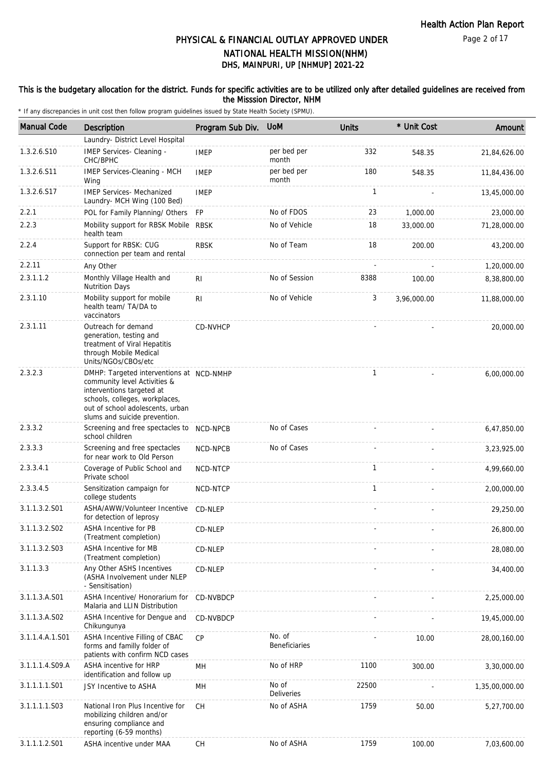# PHYSICAL & FINANCIAL OUTLAY APPROVED UNDER NATIONAL HEALTH MISSION(NHM)

## DHS, MAINPURI, UP [NHMUP] 2021-22

**This is the budgetary allocation for the district. Funds for specific activities are to be utilized only after detailed guidelines are received from the Misssion Director, NHM**

\* If any discrepancies in unit cost then follow program guidelines issued by State Health Society (SPMU).

| Manual Code | Description | Program Sub Div. | UoM | Units | * Unit Cost | Amount |
|---|---|---|---|---|---|---|
| | Laundry- District Level Hospital | | | | | |
| 1.3.2.6.S10 | IMEP Services- Cleaning - CHC/BPHC | IMEP | per bed per month | 332 | 548.35 | 21,84,626.00 |
| 1.3.2.6.S11 | IMEP Services-Cleaning - MCH Wing | IMEP | per bed per month | 180 | 548.35 | 11,84,436.00 |
| 1.3.2.6.S17 | IMEP Services- Mechanized Laundry- MCH Wing (100 Bed) | IMEP | | 1 | - | 13,45,000.00 |
| 2.2.1 | POL for Family Planning/ Others | FP | No of FDOS | 23 | 1,000.00 | 23,000.00 |
| 2.2.3 | Mobility support for RBSK Mobile health team | RBSK | No of Vehicle | 18 | 33,000.00 | 71,28,000.00 |
| 2.2.4 | Support for RBSK: CUG connection per team and rental | RBSK | No of Team | 18 | 200.00 | 43,200.00 |
| 2.2.11 | Any Other | | | - | - | 1,20,000.00 |
| 2.3.1.1.2 | Monthly Village Health and Nutrition Days | RI | No of Session | 8388 | 100.00 | 8,38,800.00 |
| 2.3.1.10 | Mobility support for mobile health team/ TA/DA to vaccinators | RI | No of Vehicle | 3 | 3,96,000.00 | 11,88,000.00 |
| 2.3.1.11 | Outreach for demand generation, testing and treatment of Viral Hepatitis through Mobile Medical Units/NGOs/CBOs/etc | CD-NVHCP | | - | - | 20,000.00 |
| 2.3.2.3 | DMHP: Targeted interventions at community level Activities & interventions targeted at schools, colleges, workplaces, out of school adolescents, urban slums and suicide prevention. | NCD-NMHP | | 1 | - | 6,00,000.00 |
| 2.3.3.2 | Screening and free spectacles to school children | NCD-NPCB | No of Cases | - | - | 6,47,850.00 |
| 2.3.3.3 | Screening and free spectacles for near work to Old Person | NCD-NPCB | No of Cases | - | - | 3,23,925.00 |
| 2.3.3.4.1 | Coverage of Public School and Private school | NCD-NTCP | | 1 | - | 4,99,660.00 |
| 2.3.3.4.5 | Sensitization campaign for college students | NCD-NTCP | | 1 | - | 2,00,000.00 |
| 3.1.1.3.2.S01 | ASHA/AWW/Volunteer Incentive for detection of leprosy | CD-NLEP | | - | - | 29,250.00 |
| 3.1.1.3.2.S02 | ASHA Incentive for PB (Treatment completion) | CD-NLEP | | - | - | 26,800.00 |
| 3.1.1.3.2.S03 | ASHA Incentive for MB (Treatment completion) | CD-NLEP | | - | - | 28,080.00 |
| 3.1.1.3.3 | Any Other ASHS Incentives (ASHA Involvement under NLEP - Sensitisation) | CD-NLEP | | - | - | 34,400.00 |
| 3.1.1.3.A.S01 | ASHA Incentive/ Honorarium for Malaria and LLIN Distribution | CD-NVBDCP | | - | - | 2,25,000.00 |
| 3.1.1.3.A.S02 | ASHA Incentive for Dengue and Chikungunya | CD-NVBDCP | | - | - | 19,45,000.00 |
| 3.1.1.4.A.1.S01 | ASHA Incentive Filling of CBAC forms and familly folder of patients with confirm NCD cases | CP | No. of Beneficiaries | - | 10.00 | 28,00,160.00 |
| 3.1.1.1.4.S09.A | ASHA incentive for HRP identification and follow up | MH | No of HRP | 1100 | 300.00 | 3,30,000.00 |
| 3.1.1.1.1.S01 | JSY Incentive to ASHA | MH | No of Deliveries | 22500 | - | 1,35,00,000.00 |
| 3.1.1.1.1.S03 | National Iron Plus Incentive for mobilizing children and/or ensuring compliance and reporting (6-59 months) | CH | No of ASHA | 1759 | 50.00 | 5,27,700.00 |
| 3.1.1.1.2.S01 | ASHA incentive under MAA | CH | No of ASHA | 1759 | 100.00 | 7,03,600.00 |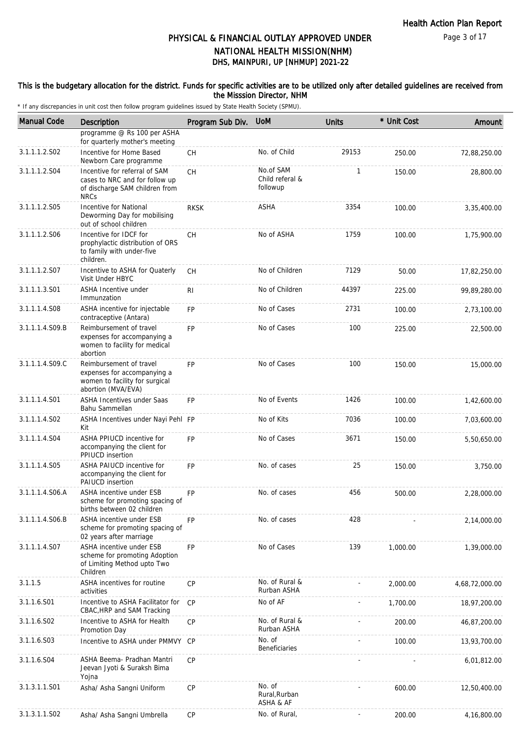# PHYSICAL & FINANCIAL OUTLAY APPROVED UNDER NATIONAL HEALTH MISSION(NHM)

## DHS, MAINPURI, UP [NHMUP] 2021-22

**This is the budgetary allocation for the district. Funds for specific activities are to be utilized only after detailed guidelines are received from the Misssion Director, NHM**

\* If any discrepancies in unit cost then follow program guidelines issued by State Health Society (SPMU).

| Manual Code | Description | Program Sub Div. | UoM | Units | * Unit Cost | Amount |
|---|---|---|---|---|---|---|
| | programme @ Rs 100 per ASHA for quarterly mother's meeting | | | | | |
| 3.1.1.1.2.S02 | Incentive for Home Based Newborn Care programme | CH | No. of Child | 29153 | 250.00 | 72,88,250.00 |
| 3.1.1.1.2.S04 | Incentive for referral of SAM cases to NRC and for follow up of discharge SAM children from NRCs | CH | No.of SAM Child referal & followup | 1 | 150.00 | 28,800.00 |
| 3.1.1.1.2.S05 | Incentive for National Deworming Day for mobilising out of school children | RKSK | ASHA | 3354 | 100.00 | 3,35,400.00 |
| 3.1.1.1.2.S06 | Incentive for IDCF for prophylactic distribution of ORS to family with under-five children. | CH | No of ASHA | 1759 | 100.00 | 1,75,900.00 |
| 3.1.1.1.2.S07 | Incentive to ASHA for Quaterly Visit Under HBYC | CH | No of Children | 7129 | 50.00 | 17,82,250.00 |
| 3.1.1.1.3.S01 | ASHA Incentive under Immunzation | RI | No of Children | 44397 | 225.00 | 99,89,280.00 |
| 3.1.1.1.4.S08 | ASHA incentive for injectable contraceptive (Antara) | FP | No of Cases | 2731 | 100.00 | 2,73,100.00 |
| 3.1.1.1.4.S09.B | Reimbursement of travel expenses for accompanying a women to facility for medical abortion | FP | No of Cases | 100 | 225.00 | 22,500.00 |
| 3.1.1.1.4.S09.C | Reimbursement of travel expenses for accompanying a women to facility for surgical abortion (MVA/EVA) | FP | No of Cases | 100 | 150.00 | 15,000.00 |
| 3.1.1.1.4.S01 | ASHA Incentives under Saas Bahu Sammellan | FP | No of Events | 1426 | 100.00 | 1,42,600.00 |
| 3.1.1.1.4.S02 | ASHA Incentives under Nayi Pehl Kit | FP | No of Kits | 7036 | 100.00 | 7,03,600.00 |
| 3.1.1.1.4.S04 | ASHA PPIUCD incentive for accompanying the client for PPIUCD insertion | FP | No of Cases | 3671 | 150.00 | 5,50,650.00 |
| 3.1.1.1.4.S05 | ASHA PAIUCD incentive for accompanying the client for PAIUCD insertion | FP | No. of cases | 25 | 150.00 | 3,750.00 |
| 3.1.1.1.4.S06.A | ASHA incentive under ESB scheme for promoting spacing of births between 02 children | FP | No. of cases | 456 | 500.00 | 2,28,000.00 |
| 3.1.1.1.4.S06.B | ASHA incentive under ESB scheme for promoting spacing of 02 years after marriage | FP | No. of cases | 428 | - | 2,14,000.00 |
| 3.1.1.1.4.S07 | ASHA incentive under ESB scheme for promoting Adoption of Limiting Method upto Two Children | FP | No of Cases | 139 | 1,000.00 | 1,39,000.00 |
| 3.1.1.5 | ASHA incentives for routine activities | CP | No. of Rural & Rurban ASHA | - | 2,000.00 | 4,68,72,000.00 |
| 3.1.1.6.S01 | Incentive to ASHA Facilitator for CBAC,HRP and SAM Tracking | CP | No of AF | - | 1,700.00 | 18,97,200.00 |
| 3.1.1.6.S02 | Incentive to ASHA for Health Promotion Day | CP | No. of Rural & Rurban ASHA | - | 200.00 | 46,87,200.00 |
| 3.1.1.6.S03 | Incentive to ASHA under PMMVY | CP | No. of Beneficiaries | - | 100.00 | 13,93,700.00 |
| 3.1.1.6.S04 | ASHA Beema- Pradhan Mantri Jeevan Jyoti & Suraksh Bima Yojna | CP | | - | - | 6,01,812.00 |
| 3.1.3.1.1.S01 | Asha/ Asha Sangni Uniform | CP | No. of Rural,Rurban ASHA & AF | - | 600.00 | 12,50,400.00 |
| 3.1.3.1.1.S02 | Asha/ Asha Sangni Umbrella | CP | No. of Rural, | - | 200.00 | 4,16,800.00 |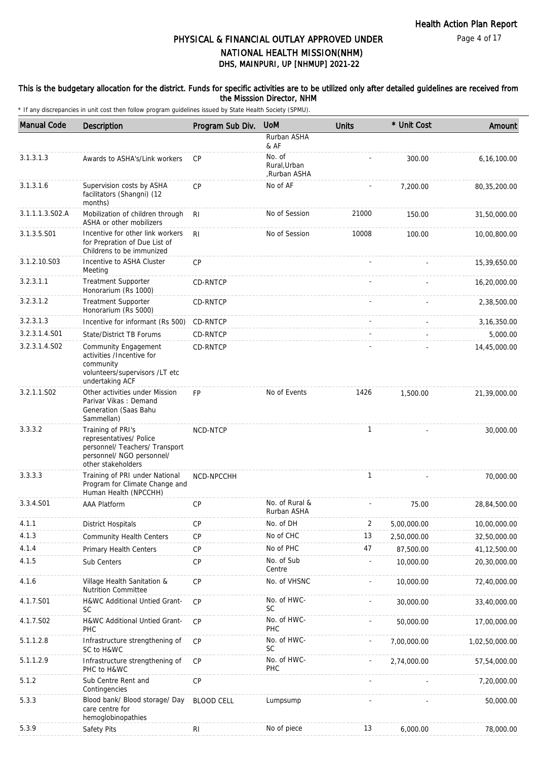# PHYSICAL & FINANCIAL OUTLAY APPROVED UNDER NATIONAL HEALTH MISSION(NHM)

## DHS, MAINPURI, UP [NHMUP] 2021-22

**This is the budgetary allocation for the district. Funds for specific activities are to be utilized only after detailed guidelines are received from the Misssion Director, NHM**

\* If any discrepancies in unit cost then follow program guidelines issued by State Health Society (SPMU).

| Manual Code | Description | Program Sub Div. | UoM | Units | * Unit Cost | Amount |
|---|---|---|---|---|---|---|
| | | | Rurban ASHA & AF | | | |
| 3.1.3.1.3 | Awards to ASHA's/Link workers | CP | No. of Rural,Urban ,Rurban ASHA | - | 300.00 | 6,16,100.00 |
| 3.1.3.1.6 | Supervision costs by ASHA facilitators (Shangni) (12 months) | CP | No of AF | - | 7,200.00 | 80,35,200.00 |
| 3.1.1.1.3.S02.A | Mobilization of children through ASHA or other mobilizers | RI | No of Session | 21000 | 150.00 | 31,50,000.00 |
| 3.1.3.5.S01 | Incentive for other link workers for Prepration of Due List of Childrens to be immunized | RI | No of Session | 10008 | 100.00 | 10,00,800.00 |
| 3.1.2.10.S03 | Incentive to ASHA Cluster Meeting | CP | | - | - | 15,39,650.00 |
| 3.2.3.1.1 | Treatment Supporter Honorarium (Rs 1000) | CD-RNTCP | | - | - | 16,20,000.00 |
| 3.2.3.1.2 | Treatment Supporter Honorarium (Rs 5000) | CD-RNTCP | | - | - | 2,38,500.00 |
| 3.2.3.1.3 | Incentive for informant (Rs 500) | CD-RNTCP | | - | - | 3,16,350.00 |
| 3.2.3.1.4.S01 | State/District TB Forums | CD-RNTCP | | - | - | 5,000.00 |
| 3.2.3.1.4.S02 | Community Engagement activities /Incentive for community volunteers/supervisors /LT etc undertaking ACF | CD-RNTCP | | - | - | 14,45,000.00 |
| 3.2.1.1.S02 | Other activities under Mission Parivar Vikas : Demand Generation (Saas Bahu Sammellan) | FP | No of Events | 1426 | 1,500.00 | 21,39,000.00 |
| 3.3.3.2 | Training of PRI's representatives/ Police personnel/ Teachers/ Transport personnel/ NGO personnel/ other stakeholders | NCD-NTCP | | 1 | - | 30,000.00 |
| 3.3.3.3 | Training of PRI under National Program for Climate Change and Human Health (NPCCHH) | NCD-NPCCHH | | 1 | - | 70,000.00 |
| 3.3.4.S01 | AAA Platform | CP | No. of Rural & Rurban ASHA | - | 75.00 | 28,84,500.00 |
| 4.1.1 | District Hospitals | CP | No. of DH | 2 | 5,00,000.00 | 10,00,000.00 |
| 4.1.3 | Community Health Centers | CP | No of CHC | 13 | 2,50,000.00 | 32,50,000.00 |
| 4.1.4 | Primary Health Centers | CP | No of PHC | 47 | 87,500.00 | 41,12,500.00 |
| 4.1.5 | Sub Centers | CP | No. of Sub Centre | - | 10,000.00 | 20,30,000.00 |
| 4.1.6 | Village Health Sanitation & Nutrition Committee | CP | No. of VHSNC | - | 10,000.00 | 72,40,000.00 |
| 4.1.7.S01 | H&WC Additional Untied Grant-SC | CP | No. of HWC-SC | - | 30,000.00 | 33,40,000.00 |
| 4.1.7.S02 | H&WC Additional Untied Grant-PHC | CP | No. of HWC-PHC | - | 50,000.00 | 17,00,000.00 |
| 5.1.1.2.8 | Infrastructure strengthening of SC to H&WC | CP | No. of HWC-SC | - | 7,00,000.00 | 1,02,50,000.00 |
| 5.1.1.2.9 | Infrastructure strengthening of PHC to H&WC | CP | No. of HWC-PHC | - | 2,74,000.00 | 57,54,000.00 |
| 5.1.2 | Sub Centre Rent and Contingencies | CP | | - | - | 7,20,000.00 |
| 5.3.3 | Blood bank/ Blood storage/ Day care centre for hemoglobinopathies | BLOOD CELL | Lumpsump | - | - | 50,000.00 |
| 5.3.9 | Safety Pits | RI | No of piece | 13 | 6,000.00 | 78,000.00 |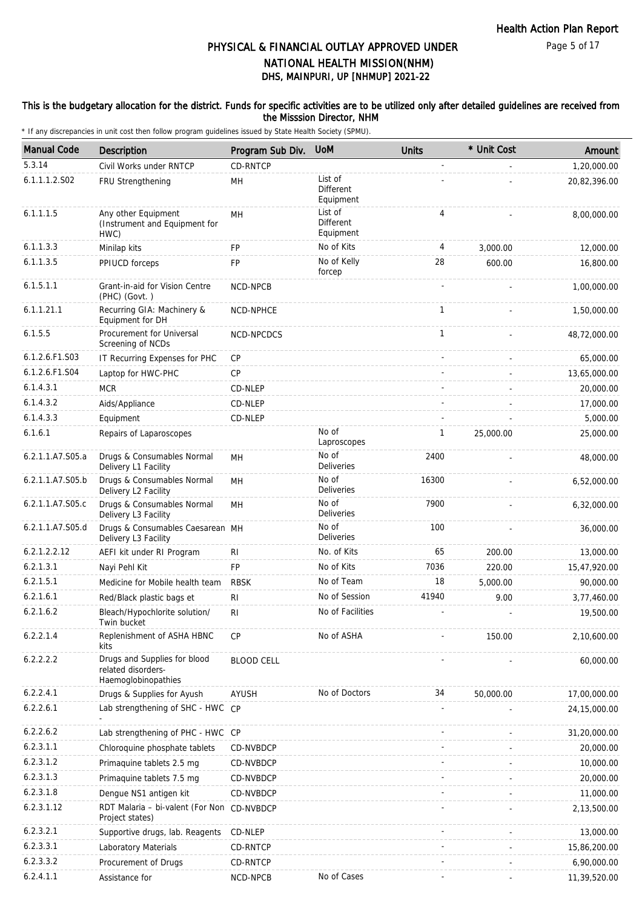# PHYSICAL & FINANCIAL OUTLAY APPROVED UNDER NATIONAL HEALTH MISSION(NHM)
## DHS, MAINPURI, UP [NHMUP] 2021-22

**This is the budgetary allocation for the district. Funds for specific activities are to be utilized only after detailed guidelines are received from the Misssion Director, NHM**

\* If any discrepancies in unit cost then follow program guidelines issued by State Health Society (SPMU).

| Manual Code | Description | Program Sub Div. | UoM | Units | * Unit Cost | Amount |
|---|---|---|---|---|---|---|
| 5.3.14 | Civil Works under RNTCP | CD-RNTCP | | - | - | 1,20,000.00 |
| 6.1.1.1.2.S02 | FRU Strengthening | MH | List of Different Equipment | - | - | 20,82,396.00 |
| 6.1.1.1.5 | Any other Equipment (Instrument and Equipment for HWC) | MH | List of Different Equipment | 4 | - | 8,00,000.00 |
| 6.1.1.3.3 | Minilap kits | FP | No of Kits | 4 | 3,000.00 | 12,000.00 |
| 6.1.1.3.5 | PPIUCD forceps | FP | No of Kelly forcep | 28 | 600.00 | 16,800.00 |
| 6.1.5.1.1 | Grant-in-aid for Vision Centre (PHC) (Govt. ) | NCD-NPCB | | - | - | 1,00,000.00 |
| 6.1.1.21.1 | Recurring GIA: Machinery & Equipment for DH | NCD-NPHCE | | 1 | - | 1,50,000.00 |
| 6.1.5.5 | Procurement for Universal Screening of NCDs | NCD-NPCDCS | | 1 | - | 48,72,000.00 |
| 6.1.2.6.F1.S03 | IT Recurring Expenses for PHC | CP | | - | - | 65,000.00 |
| 6.1.2.6.F1.S04 | Laptop for HWC-PHC | CP | | - | - | 13,65,000.00 |
| 6.1.4.3.1 | MCR | CD-NLEP | | - | - | 20,000.00 |
| 6.1.4.3.2 | Aids/Appliance | CD-NLEP | | - | - | 17,000.00 |
| 6.1.4.3.3 | Equipment | CD-NLEP | | - | - | 5,000.00 |
| 6.1.6.1 | Repairs of Laparoscopes | | No of Laproscopes | 1 | 25,000.00 | 25,000.00 |
| 6.2.1.1.A7.S05.a | Drugs & Consumables Normal Delivery L1 Facility | MH | No of Deliveries | 2400 | - | 48,000.00 |
| 6.2.1.1.A7.S05.b | Drugs & Consumables Normal Delivery L2 Facility | MH | No of Deliveries | 16300 | - | 6,52,000.00 |
| 6.2.1.1.A7.S05.c | Drugs & Consumables Normal Delivery L3 Facility | MH | No of Deliveries | 7900 | - | 6,32,000.00 |
| 6.2.1.1.A7.S05.d | Drugs & Consumables Caesarean Delivery L3 Facility | MH | No of Deliveries | 100 | - | 36,000.00 |
| 6.2.1.2.2.12 | AEFI kit under RI Program | RI | No. of Kits | 65 | 200.00 | 13,000.00 |
| 6.2.1.3.1 | Nayi Pehl Kit | FP | No of Kits | 7036 | 220.00 | 15,47,920.00 |
| 6.2.1.5.1 | Medicine for Mobile health team | RBSK | No of Team | 18 | 5,000.00 | 90,000.00 |
| 6.2.1.6.1 | Red/Black plastic bags et | RI | No of Session | 41940 | 9.00 | 3,77,460.00 |
| 6.2.1.6.2 | Bleach/Hypochlorite solution/ Twin bucket | RI | No of Facilities | - | - | 19,500.00 |
| 6.2.2.1.4 | Replenishment of ASHA HBNC kits | CP | No of ASHA | - | 150.00 | 2,10,600.00 |
| 6.2.2.2.2 | Drugs and Supplies for blood related disorders-Haemoglobinopathies | BLOOD CELL | | - | - | 60,000.00 |
| 6.2.2.4.1 | Drugs & Supplies for Ayush | AYUSH | No of Doctors | 34 | 50,000.00 | 17,00,000.00 |
| 6.2.2.6.1 | Lab strengthening of SHC - HWC - | CP | | - | - | 24,15,000.00 |
| 6.2.2.6.2 | Lab strengthening of PHC - HWC | CP | | - | - | 31,20,000.00 |
| 6.2.3.1.1 | Chloroquine phosphate tablets | CD-NVBDCP | | - | - | 20,000.00 |
| 6.2.3.1.2 | Primaquine tablets 2.5 mg | CD-NVBDCP | | - | - | 10,000.00 |
| 6.2.3.1.3 | Primaquine tablets 7.5 mg | CD-NVBDCP | | - | - | 20,000.00 |
| 6.2.3.1.8 | Dengue NS1 antigen kit | CD-NVBDCP | | - | - | 11,000.00 |
| 6.2.3.1.12 | RDT Malaria – bi-valent (For Non Project states) | CD-NVBDCP | | - | - | 2,13,500.00 |
| 6.2.3.2.1 | Supportive drugs, lab. Reagents | CD-NLEP | | - | - | 13,000.00 |
| 6.2.3.3.1 | Laboratory Materials | CD-RNTCP | | - | - | 15,86,200.00 |
| 6.2.3.3.2 | Procurement of Drugs | CD-RNTCP | | - | - | 6,90,000.00 |
| 6.2.4.1.1 | Assistance for | NCD-NPCB | No of Cases | - | - | 11,39,520.00 |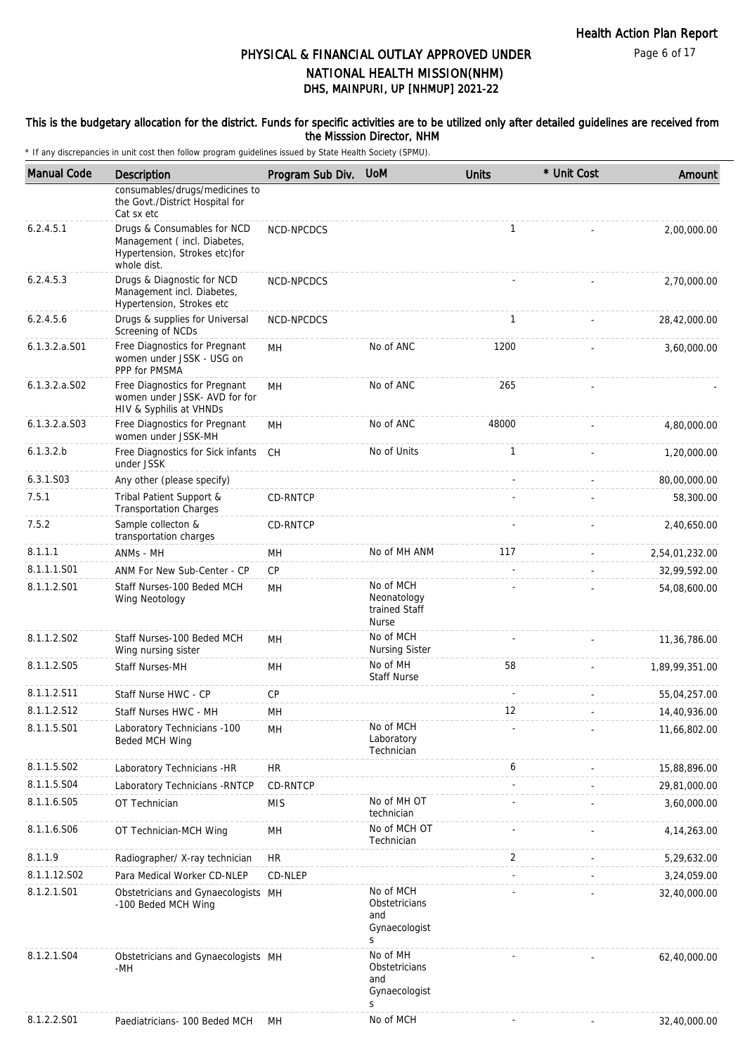# PHYSICAL & FINANCIAL OUTLAY APPROVED UNDER NATIONAL HEALTH MISSION(NHM)

## DHS, MAINPURI, UP [NHMUP] 2021-22

**This is the budgetary allocation for the district. Funds for specific activities are to be utilized only after detailed guidelines are received from the Misssion Director, NHM**

\* If any discrepancies in unit cost then follow program guidelines issued by State Health Society (SPMU).

| Manual Code | Description | Program Sub Div. | UoM | Units | * Unit Cost | Amount |
|---|---|---|---|---|---|---|
| | consumables/drugs/medicines to the Govt./District Hospital for Cat sx etc | | | | | |
| 6.2.4.5.1 | Drugs & Consumables for NCD Management ( incl. Diabetes, Hypertension, Strokes etc)for whole dist. | NCD-NPCDCS | | 1 | - | 2,00,000.00 |
| 6.2.4.5.3 | Drugs & Diagnostic for NCD Management incl. Diabetes, Hypertension, Strokes etc | NCD-NPCDCS | | - | - | 2,70,000.00 |
| 6.2.4.5.6 | Drugs & supplies for Universal Screening of NCDs | NCD-NPCDCS | | 1 | - | 28,42,000.00 |
| 6.1.3.2.a.S01 | Free Diagnostics for Pregnant women under JSSK - USG on PPP for PMSMA | MH | No of ANC | 1200 | - | 3,60,000.00 |
| 6.1.3.2.a.S02 | Free Diagnostics for Pregnant women under JSSK- AVD for for HIV & Syphilis at VHNDs | MH | No of ANC | 265 | - | - |
| 6.1.3.2.a.S03 | Free Diagnostics for Pregnant women under JSSK-MH | MH | No of ANC | 48000 | - | 4,80,000.00 |
| 6.1.3.2.b | Free Diagnostics for Sick infants under JSSK | CH | No of Units | 1 | - | 1,20,000.00 |
| 6.3.1.S03 | Any other (please specify) | | | - | - | 80,00,000.00 |
| 7.5.1 | Tribal Patient Support & Transportation Charges | CD-RNTCP | | - | - | 58,300.00 |
| 7.5.2 | Sample collecton & transportation charges | CD-RNTCP | | - | - | 2,40,650.00 |
| 8.1.1.1 | ANMs - MH | MH | No of MH ANM | 117 | - | 2,54,01,232.00 |
| 8.1.1.1.S01 | ANM For New Sub-Center - CP | CP | | - | - | 32,99,592.00 |
| 8.1.1.2.S01 | Staff Nurses-100 Beded MCH Wing Neotology | MH | No of MCH Neonatology trained Staff Nurse | - | - | 54,08,600.00 |
| 8.1.1.2.S02 | Staff Nurses-100 Beded MCH Wing nursing sister | MH | No of MCH Nursing Sister | - | - | 11,36,786.00 |
| 8.1.1.2.S05 | Staff Nurses-MH | MH | No of MH Staff Nurse | 58 | - | 1,89,99,351.00 |
| 8.1.1.2.S11 | Staff Nurse HWC - CP | CP | | - | - | 55,04,257.00 |
| 8.1.1.2.S12 | Staff Nurses HWC - MH | MH | | 12 | - | 14,40,936.00 |
| 8.1.1.5.S01 | Laboratory Technicians -100 Beded MCH Wing | MH | No of MCH Laboratory Technician | - | - | 11,66,802.00 |
| 8.1.1.5.S02 | Laboratory Technicians -HR | HR | | 6 | - | 15,88,896.00 |
| 8.1.1.5.S04 | Laboratory Technicians -RNTCP | CD-RNTCP | | - | - | 29,81,000.00 |
| 8.1.1.6.S05 | OT Technician | MIS | No of MH OT technician | - | - | 3,60,000.00 |
| 8.1.1.6.S06 | OT Technician-MCH Wing | MH | No of MCH OT Technician | - | - | 4,14,263.00 |
| 8.1.1.9 | Radiographer/ X-ray technician | HR | | 2 | - | 5,29,632.00 |
| 8.1.1.12.S02 | Para Medical Worker CD-NLEP | CD-NLEP | | - | - | 3,24,059.00 |
| 8.1.2.1.S01 | Obstetricians and Gynaecologists -100 Beded MCH Wing | MH | No of MCH Obstetricians and Gynaecologists | - | - | 32,40,000.00 |
| 8.1.2.1.S04 | Obstetricians and Gynaecologists -MH | MH | No of MH Obstetricians and Gynaecologists | - | - | 62,40,000.00 |
| 8.1.2.2.S01 | Paediatricians- 100 Beded MCH | MH | No of MCH | - | - | 32,40,000.00 |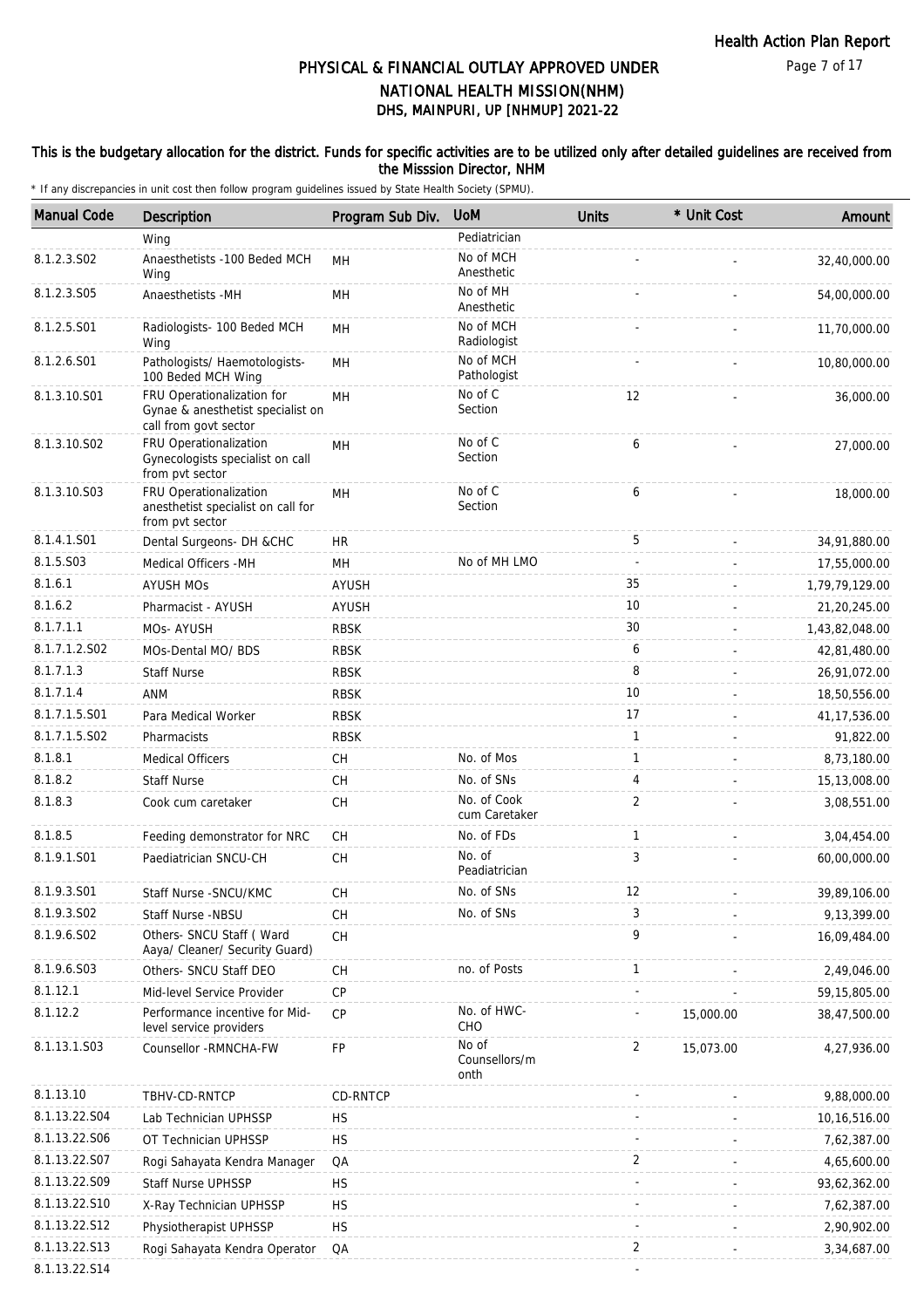# PHYSICAL & FINANCIAL OUTLAY APPROVED UNDER NATIONAL HEALTH MISSION(NHM)

## DHS, MAINPURI, UP [NHMUP] 2021-22

**This is the budgetary allocation for the district. Funds for specific activities are to be utilized only after detailed guidelines are received from the Misssion Director, NHM**

\* If any discrepancies in unit cost then follow program guidelines issued by State Health Society (SPMU).

| Manual Code | Description | Program Sub Div. | UoM | Units | * Unit Cost | Amount |
|---|---|---|---|---|---|---|
| | Wing | | Pediatrician | | | |
| 8.1.2.3.S02 | Anaesthetists -100 Beded MCH Wing | MH | No of MCH Anesthetic | - | - | 32,40,000.00 |
| 8.1.2.3.S05 | Anaesthetists -MH | MH | No of MH Anesthetic | - | - | 54,00,000.00 |
| 8.1.2.5.S01 | Radiologists- 100 Beded MCH Wing | MH | No of MCH Radiologist | - | - | 11,70,000.00 |
| 8.1.2.6.S01 | Pathologists/ Haemotologists- 100 Beded MCH Wing | MH | No of MCH Pathologist | - | - | 10,80,000.00 |
| 8.1.3.10.S01 | FRU Operationalization for Gynae & anesthetist specialist on call from govt sector | MH | No of C Section | 12 | - | 36,000.00 |
| 8.1.3.10.S02 | FRU Operationalization Gynecologists specialist on call from pvt sector | MH | No of C Section | 6 | - | 27,000.00 |
| 8.1.3.10.S03 | FRU Operationalization anesthetist specialist on call for from pvt sector | MH | No of C Section | 6 | - | 18,000.00 |
| 8.1.4.1.S01 | Dental Surgeons- DH &CHC | HR | | 5 | - | 34,91,880.00 |
| 8.1.5.S03 | Medical Officers -MH | MH | No of MH LMO | - | - | 17,55,000.00 |
| 8.1.6.1 | AYUSH MOs | AYUSH | | 35 | - | 1,79,79,129.00 |
| 8.1.6.2 | Pharmacist - AYUSH | AYUSH | | 10 | - | 21,20,245.00 |
| 8.1.7.1.1 | MOs- AYUSH | RBSK | | 30 | - | 1,43,82,048.00 |
| 8.1.7.1.2.S02 | MOs-Dental MO/ BDS | RBSK | | 6 | - | 42,81,480.00 |
| 8.1.7.1.3 | Staff Nurse | RBSK | | 8 | - | 26,91,072.00 |
| 8.1.7.1.4 | ANM | RBSK | | 10 | - | 18,50,556.00 |
| 8.1.7.1.5.S01 | Para Medical Worker | RBSK | | 17 | - | 41,17,536.00 |
| 8.1.7.1.5.S02 | Pharmacists | RBSK | | 1 | - | 91,822.00 |
| 8.1.8.1 | Medical Officers | CH | No. of Mos | 1 | - | 8,73,180.00 |
| 8.1.8.2 | Staff Nurse | CH | No. of SNs | 4 | - | 15,13,008.00 |
| 8.1.8.3 | Cook cum caretaker | CH | No. of Cook cum Caretaker | 2 | - | 3,08,551.00 |
| 8.1.8.5 | Feeding demonstrator for NRC | CH | No. of FDs | 1 | - | 3,04,454.00 |
| 8.1.9.1.S01 | Paediatrician SNCU-CH | CH | No. of Peadiatrician | 3 | - | 60,00,000.00 |
| 8.1.9.3.S01 | Staff Nurse -SNCU/KMC | CH | No. of SNs | 12 | - | 39,89,106.00 |
| 8.1.9.3.S02 | Staff Nurse -NBSU | CH | No. of SNs | 3 | - | 9,13,399.00 |
| 8.1.9.6.S02 | Others- SNCU Staff ( Ward Aaya/ Cleaner/ Security Guard) | CH | | 9 | - | 16,09,484.00 |
| 8.1.9.6.S03 | Others- SNCU Staff DEO | CH | no. of Posts | 1 | - | 2,49,046.00 |
| 8.1.12.1 | Mid-level Service Provider | CP | | - | - | 59,15,805.00 |
| 8.1.12.2 | Performance incentive for Mid-level service providers | CP | No. of HWC-CHO | - | 15,000.00 | 38,47,500.00 |
| 8.1.13.1.S03 | Counsellor -RMNCHA-FW | FP | No of Counsellors/month | 2 | 15,073.00 | 4,27,936.00 |
| 8.1.13.10 | TBHV-CD-RNTCP | CD-RNTCP | | - | - | 9,88,000.00 |
| 8.1.13.22.S04 | Lab Technician UPHSSP | HS | | - | - | 10,16,516.00 |
| 8.1.13.22.S06 | OT Technician UPHSSP | HS | | - | - | 7,62,387.00 |
| 8.1.13.22.S07 | Rogi Sahayata Kendra Manager | QA | | 2 | - | 4,65,600.00 |
| 8.1.13.22.S09 | Staff Nurse UPHSSP | HS | | - | - | 93,62,362.00 |
| 8.1.13.22.S10 | X-Ray Technician UPHSSP | HS | | - | - | 7,62,387.00 |
| 8.1.13.22.S12 | Physiotherapist UPHSSP | HS | | - | - | 2,90,902.00 |
| 8.1.13.22.S13 | Rogi Sahayata Kendra Operator | QA | | 2 | - | 3,34,687.00 |
| 8.1.13.22.S14 | | | | - | | |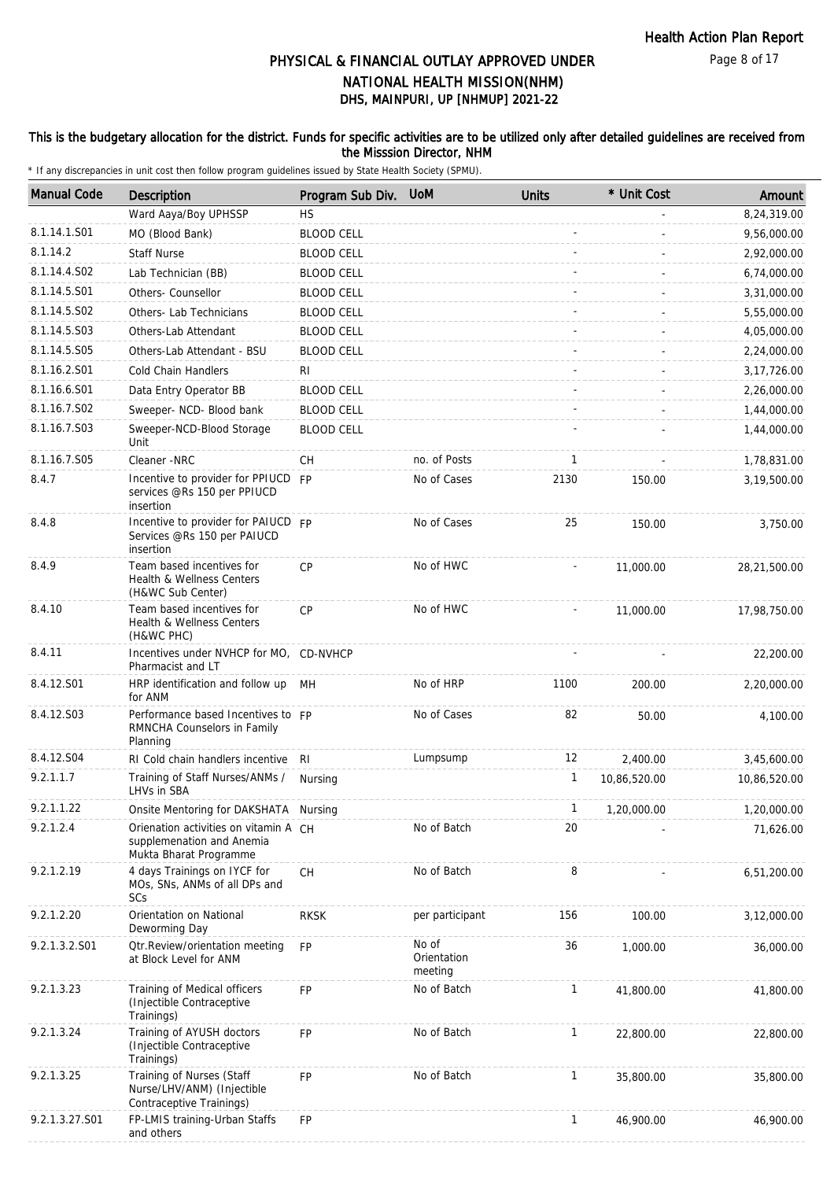# PHYSICAL & FINANCIAL OUTLAY APPROVED UNDER NATIONAL HEALTH MISSION(NHM)
## DHS, MAINPURI, UP [NHMUP] 2021-22

**This is the budgetary allocation for the district. Funds for specific activities are to be utilized only after detailed guidelines are received from the Misssion Director, NHM**

\* If any discrepancies in unit cost then follow program guidelines issued by State Health Society (SPMU).

| Manual Code | Description | Program Sub Div. | UoM | Units | * Unit Cost | Amount |
|---|---|---|---|---|---|---|
| | Ward Aaya/Boy UPHSSP | HS | | | - | 8,24,319.00 |
| 8.1.14.1.S01 | MO (Blood Bank) | BLOOD CELL | | - | - | 9,56,000.00 |
| 8.1.14.2 | Staff Nurse | BLOOD CELL | | - | - | 2,92,000.00 |
| 8.1.14.4.S02 | Lab Technician (BB) | BLOOD CELL | | - | - | 6,74,000.00 |
| 8.1.14.5.S01 | Others- Counsellor | BLOOD CELL | | - | - | 3,31,000.00 |
| 8.1.14.5.S02 | Others- Lab Technicians | BLOOD CELL | | - | - | 5,55,000.00 |
| 8.1.14.5.S03 | Others-Lab Attendant | BLOOD CELL | | - | - | 4,05,000.00 |
| 8.1.14.5.S05 | Others-Lab Attendant - BSU | BLOOD CELL | | - | - | 2,24,000.00 |
| 8.1.16.2.S01 | Cold Chain Handlers | RI | | - | - | 3,17,726.00 |
| 8.1.16.6.S01 | Data Entry Operator BB | BLOOD CELL | | - | - | 2,26,000.00 |
| 8.1.16.7.S02 | Sweeper- NCD- Blood bank | BLOOD CELL | | - | - | 1,44,000.00 |
| 8.1.16.7.S03 | Sweeper-NCD-Blood Storage Unit | BLOOD CELL | | - | - | 1,44,000.00 |
| 8.1.16.7.S05 | Cleaner -NRC | CH | no. of Posts | 1 | - | 1,78,831.00 |
| 8.4.7 | Incentive to provider for PPIUCD services @Rs 150 per PPIUCD insertion | FP | No of Cases | 2130 | 150.00 | 3,19,500.00 |
| 8.4.8 | Incentive to provider for PAIUCD Services @Rs 150 per PAIUCD insertion | FP | No of Cases | 25 | 150.00 | 3,750.00 |
| 8.4.9 | Team based incentives for Health & Wellness Centers (H&WC Sub Center) | CP | No of HWC | - | 11,000.00 | 28,21,500.00 |
| 8.4.10 | Team based incentives for Health & Wellness Centers (H&WC PHC) | CP | No of HWC | - | 11,000.00 | 17,98,750.00 |
| 8.4.11 | Incentives under NVHCP for MO, Pharmacist and LT | CD-NVHCP | | - | - | 22,200.00 |
| 8.4.12.S01 | HRP identification and follow up for ANM | MH | No of HRP | 1100 | 200.00 | 2,20,000.00 |
| 8.4.12.S03 | Performance based Incentives to RMNCHA Counselors in Family Planning | FP | No of Cases | 82 | 50.00 | 4,100.00 |
| 8.4.12.S04 | RI Cold chain handlers incentive | RI | Lumpsump | 12 | 2,400.00 | 3,45,600.00 |
| 9.2.1.1.7 | Training of Staff Nurses/ANMs / LHVs in SBA | Nursing | | 1 | 10,86,520.00 | 10,86,520.00 |
| 9.2.1.1.22 | Onsite Mentoring for DAKSHATA | Nursing | | 1 | 1,20,000.00 | 1,20,000.00 |
| 9.2.1.2.4 | Orienation activities on vitamin A supplemenation and Anemia Mukta Bharat Programme | CH | No of Batch | 20 | - | 71,626.00 |
| 9.2.1.2.19 | 4 days Trainings on IYCF for MOs, SNs, ANMs of all DPs and SCs | CH | No of Batch | 8 | - | 6,51,200.00 |
| 9.2.1.2.20 | Orientation on National Deworming Day | RKSK | per participant | 156 | 100.00 | 3,12,000.00 |
| 9.2.1.3.2.S01 | Qtr.Review/orientation meeting at Block Level for ANM | FP | No of Orientation meeting | 36 | 1,000.00 | 36,000.00 |
| 9.2.1.3.23 | Training of Medical officers (Injectible Contraceptive Trainings) | FP | No of Batch | 1 | 41,800.00 | 41,800.00 |
| 9.2.1.3.24 | Training of AYUSH doctors (Injectible Contraceptive Trainings) | FP | No of Batch | 1 | 22,800.00 | 22,800.00 |
| 9.2.1.3.25 | Training of Nurses (Staff Nurse/LHV/ANM) (Injectible Contraceptive Trainings) | FP | No of Batch | 1 | 35,800.00 | 35,800.00 |
| 9.2.1.3.27.S01 | FP-LMIS training-Urban Staffs and others | FP | | 1 | 46,900.00 | 46,900.00 |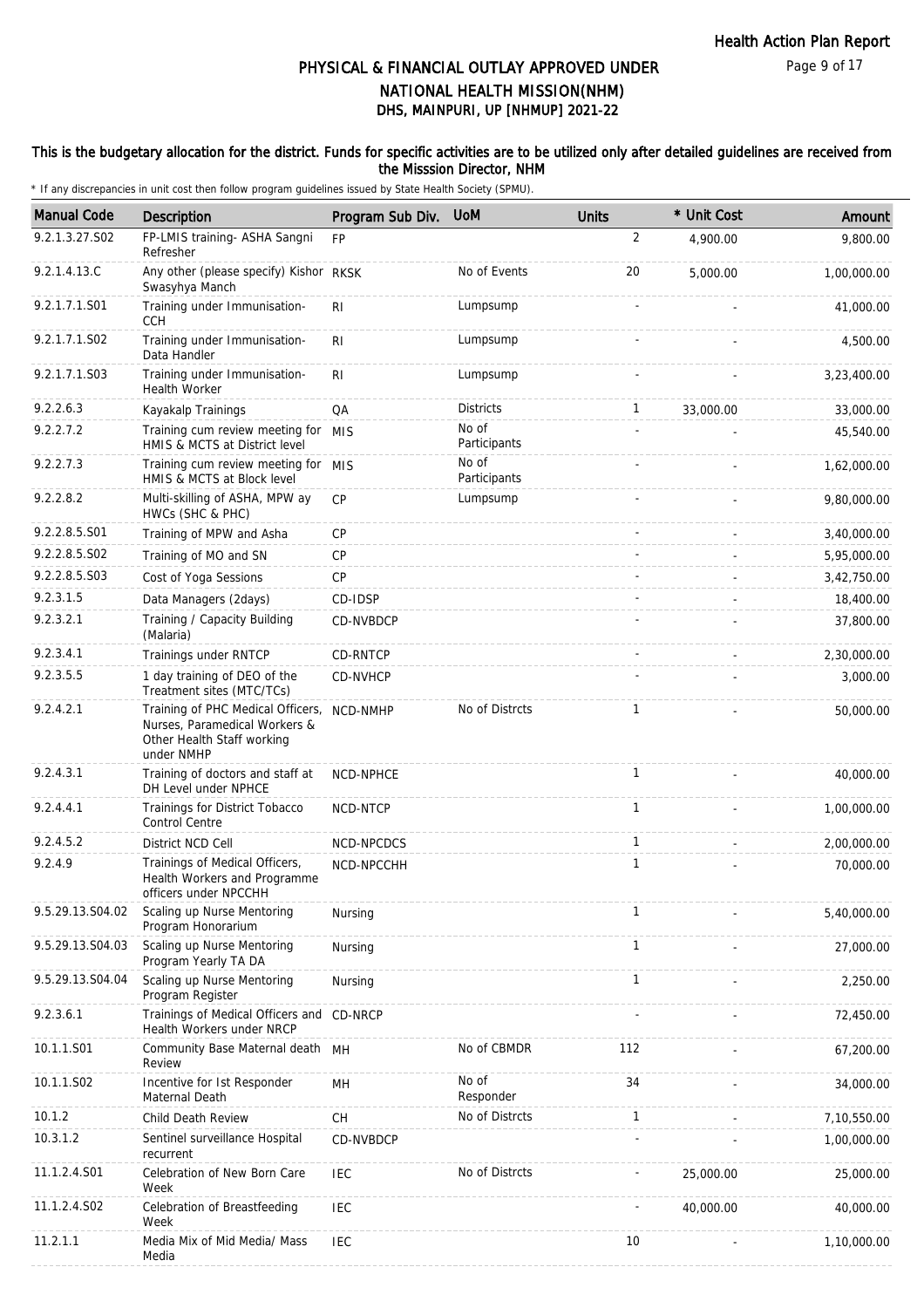# PHYSICAL & FINANCIAL OUTLAY APPROVED UNDER NATIONAL HEALTH MISSION(NHM)
## DHS, MAINPURI, UP [NHMUP] 2021-22

**This is the budgetary allocation for the district. Funds for specific activities are to be utilized only after detailed guidelines are received from the Misssion Director, NHM**

\* If any discrepancies in unit cost then follow program guidelines issued by State Health Society (SPMU).

| Manual Code | Description | Program Sub Div. | UoM | Units | * Unit Cost | Amount |
|---|---|---|---|---|---|---|
| 9.2.1.3.27.S02 | FP-LMIS training- ASHA Sangni Refresher | FP | | 2 | 4,900.00 | 9,800.00 |
| 9.2.1.4.13.C | Any other (please specify) Kishor Swasyhya Manch | RKSK | No of Events | 20 | 5,000.00 | 1,00,000.00 |
| 9.2.1.7.1.S01 | Training under Immunisation-CCH | RI | Lumpsump | - | - | 41,000.00 |
| 9.2.1.7.1.S02 | Training under Immunisation-Data Handler | RI | Lumpsump | - | - | 4,500.00 |
| 9.2.1.7.1.S03 | Training under Immunisation-Health Worker | RI | Lumpsump | - | - | 3,23,400.00 |
| 9.2.2.6.3 | Kayakalp Trainings | QA | Districts | 1 | 33,000.00 | 33,000.00 |
| 9.2.2.7.2 | Training cum review meeting for HMIS & MCTS at District level | MIS | No of Participants | - | - | 45,540.00 |
| 9.2.2.7.3 | Training cum review meeting for HMIS & MCTS at Block level | MIS | No of Participants | - | - | 1,62,000.00 |
| 9.2.2.8.2 | Multi-skilling of ASHA, MPW ay HWCs (SHC & PHC) | CP | Lumpsump | - | - | 9,80,000.00 |
| 9.2.2.8.5.S01 | Training of MPW and Asha | CP | | - | - | 3,40,000.00 |
| 9.2.2.8.5.S02 | Training of MO and SN | CP | | - | - | 5,95,000.00 |
| 9.2.2.8.5.S03 | Cost of Yoga Sessions | CP | | - | - | 3,42,750.00 |
| 9.2.3.1.5 | Data Managers (2days) | CD-IDSP | | - | - | 18,400.00 |
| 9.2.3.2.1 | Training / Capacity Building (Malaria) | CD-NVBDCP | | - | - | 37,800.00 |
| 9.2.3.4.1 | Trainings under RNTCP | CD-RNTCP | | - | - | 2,30,000.00 |
| 9.2.3.5.5 | 1 day training of DEO of the Treatment sites (MTC/TCs) | CD-NVHCP | | - | - | 3,000.00 |
| 9.2.4.2.1 | Training of PHC Medical Officers, Nurses, Paramedical Workers & Other Health Staff working under NMHP | NCD-NMHP | No of Distrcts | 1 | - | 50,000.00 |
| 9.2.4.3.1 | Training of doctors and staff at DH Level under NPHCE | NCD-NPHCE | | 1 | - | 40,000.00 |
| 9.2.4.4.1 | Trainings for District Tobacco Control Centre | NCD-NTCP | | 1 | - | 1,00,000.00 |
| 9.2.4.5.2 | District NCD Cell | NCD-NPCDCS | | 1 | - | 2,00,000.00 |
| 9.2.4.9 | Trainings of Medical Officers, Health Workers and Programme officers under NPCCHH | NCD-NPCCHH | | 1 | - | 70,000.00 |
| 9.5.29.13.S04.02 | Scaling up Nurse Mentoring Program Honorarium | Nursing | | 1 | - | 5,40,000.00 |
| 9.5.29.13.S04.03 | Scaling up Nurse Mentoring Program Yearly TA DA | Nursing | | 1 | - | 27,000.00 |
| 9.5.29.13.S04.04 | Scaling up Nurse Mentoring Program Register | Nursing | | 1 | - | 2,250.00 |
| 9.2.3.6.1 | Trainings of Medical Officers and Health Workers under NRCP | CD-NRCP | | - | - | 72,450.00 |
| 10.1.1.S01 | Community Base Maternal death Review | MH | No of CBMDR | 112 | - | 67,200.00 |
| 10.1.1.S02 | Incentive for Ist Responder Maternal Death | MH | No of Responder | 34 | - | 34,000.00 |
| 10.1.2 | Child Death Review | CH | No of Distrcts | 1 | - | 7,10,550.00 |
| 10.3.1.2 | Sentinel surveillance Hospital recurrent | CD-NVBDCP | | - | - | 1,00,000.00 |
| 11.1.2.4.S01 | Celebration of New Born Care Week | IEC | No of Distrcts | - | 25,000.00 | 25,000.00 |
| 11.1.2.4.S02 | Celebration of Breastfeeding Week | IEC | | - | 40,000.00 | 40,000.00 |
| 11.2.1.1 | Media Mix of Mid Media/ Mass Media | IEC | | 10 | - | 1,10,000.00 |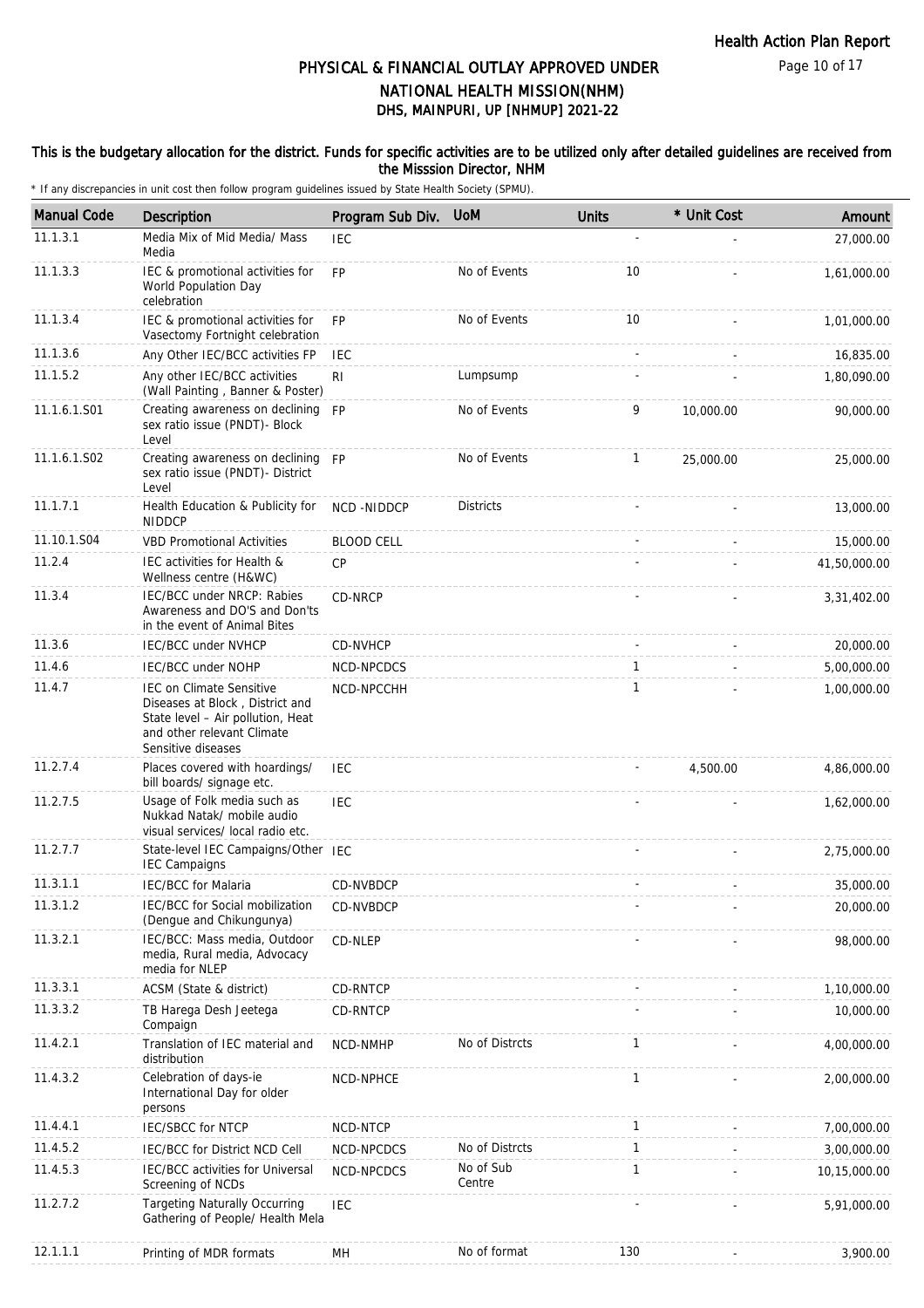Health Action Plan Report

# PHYSICAL & FINANCIAL OUTLAY APPROVED UNDER NATIONAL HEALTH MISSION(NHM)
## DHS, MAINPURI, UP [NHMUP] 2021-22

### This is the budgetary allocation for the district. Funds for specific activities are to be utilized only after detailed guidelines are received from the Misssion Director, NHM

* If any discrepancies in unit cost then follow program guidelines issued by State Health Society (SPMU).

| Manual Code | Description | Program Sub Div. | UoM | Units | * Unit Cost | Amount |
|---|---|---|---|---|---|---|
| 11.1.3.1 | Media Mix of Mid Media/ Mass Media | IEC | | - | - | 27,000.00 |
| 11.1.3.3 | IEC & promotional activities for World Population Day celebration | FP | No of Events | 10 | - | 1,61,000.00 |
| 11.1.3.4 | IEC & promotional activities for Vasectomy Fortnight celebration | FP | No of Events | 10 | - | 1,01,000.00 |
| 11.1.3.6 | Any Other IEC/BCC activities FP | IEC | | - | - | 16,835.00 |
| 11.1.5.2 | Any other IEC/BCC activities (Wall Painting , Banner & Poster) | RI | Lumpsump | - | - | 1,80,090.00 |
| 11.1.6.1.S01 | Creating awareness on declining sex ratio issue (PNDT)- Block Level | FP | No of Events | 9 | 10,000.00 | 90,000.00 |
| 11.1.6.1.S02 | Creating awareness on declining sex ratio issue (PNDT)- District Level | FP | No of Events | 1 | 25,000.00 | 25,000.00 |
| 11.1.7.1 | Health Education & Publicity for NIDDCP | NCD -NIDDCP | Districts | - | - | 13,000.00 |
| 11.10.1.S04 | VBD Promotional Activities | BLOOD CELL | | - | - | 15,000.00 |
| 11.2.4 | IEC activities for Health & Wellness centre (H&WC) | CP | | - | - | 41,50,000.00 |
| 11.3.4 | IEC/BCC under NRCP: Rabies Awareness and DO'S and Don'ts in the event of Animal Bites | CD-NRCP | | - | - | 3,31,402.00 |
| 11.3.6 | IEC/BCC under NVHCP | CD-NVHCP | | - | - | 20,000.00 |
| 11.4.6 | IEC/BCC under NOHP | NCD-NPCDCS | | 1 | - | 5,00,000.00 |
| 11.4.7 | IEC on Climate Sensitive Diseases at Block , District and State level – Air pollution, Heat and other relevant Climate Sensitive diseases | NCD-NPCCHH | | 1 | - | 1,00,000.00 |
| 11.2.7.4 | Places covered with hoardings/ bill boards/ signage etc. | IEC | | - | 4,500.00 | 4,86,000.00 |
| 11.2.7.5 | Usage of Folk media such as Nukkad Natak/ mobile audio visual services/ local radio etc. | IEC | | - | - | 1,62,000.00 |
| 11.2.7.7 | State-level IEC Campaigns/Other IEC Campaigns | IEC | | - | - | 2,75,000.00 |
| 11.3.1.1 | IEC/BCC for Malaria | CD-NVBDCP | | - | - | 35,000.00 |
| 11.3.1.2 | IEC/BCC for Social mobilization (Dengue and Chikungunya) | CD-NVBDCP | | - | - | 20,000.00 |
| 11.3.2.1 | IEC/BCC: Mass media, Outdoor media, Rural media, Advocacy media for NLEP | CD-NLEP | | - | - | 98,000.00 |
| 11.3.3.1 | ACSM (State & district) | CD-RNTCP | | - | - | 1,10,000.00 |
| 11.3.3.2 | TB Harega Desh Jeetega Compaign | CD-RNTCP | | - | - | 10,000.00 |
| 11.4.2.1 | Translation of IEC material and distribution | NCD-NMHP | No of Distrcts | 1 | - | 4,00,000.00 |
| 11.4.3.2 | Celebration of days-ie International Day for older persons | NCD-NPHCE | | 1 | - | 2,00,000.00 |
| 11.4.4.1 | IEC/SBCC for NTCP | NCD-NTCP | | 1 | - | 7,00,000.00 |
| 11.4.5.2 | IEC/BCC for District NCD Cell | NCD-NPCDCS | No of Distrcts | 1 | - | 3,00,000.00 |
| 11.4.5.3 | IEC/BCC activities for Universal Screening of NCDs | NCD-NPCDCS | No of Sub Centre | 1 | - | 10,15,000.00 |
| 11.2.7.2 | Targeting Naturally Occurring Gathering of People/ Health Mela | IEC | | - | - | 5,91,000.00 |
| 12.1.1.1 | Printing of MDR formats | MH | No of format | 130 | - | 3,900.00 |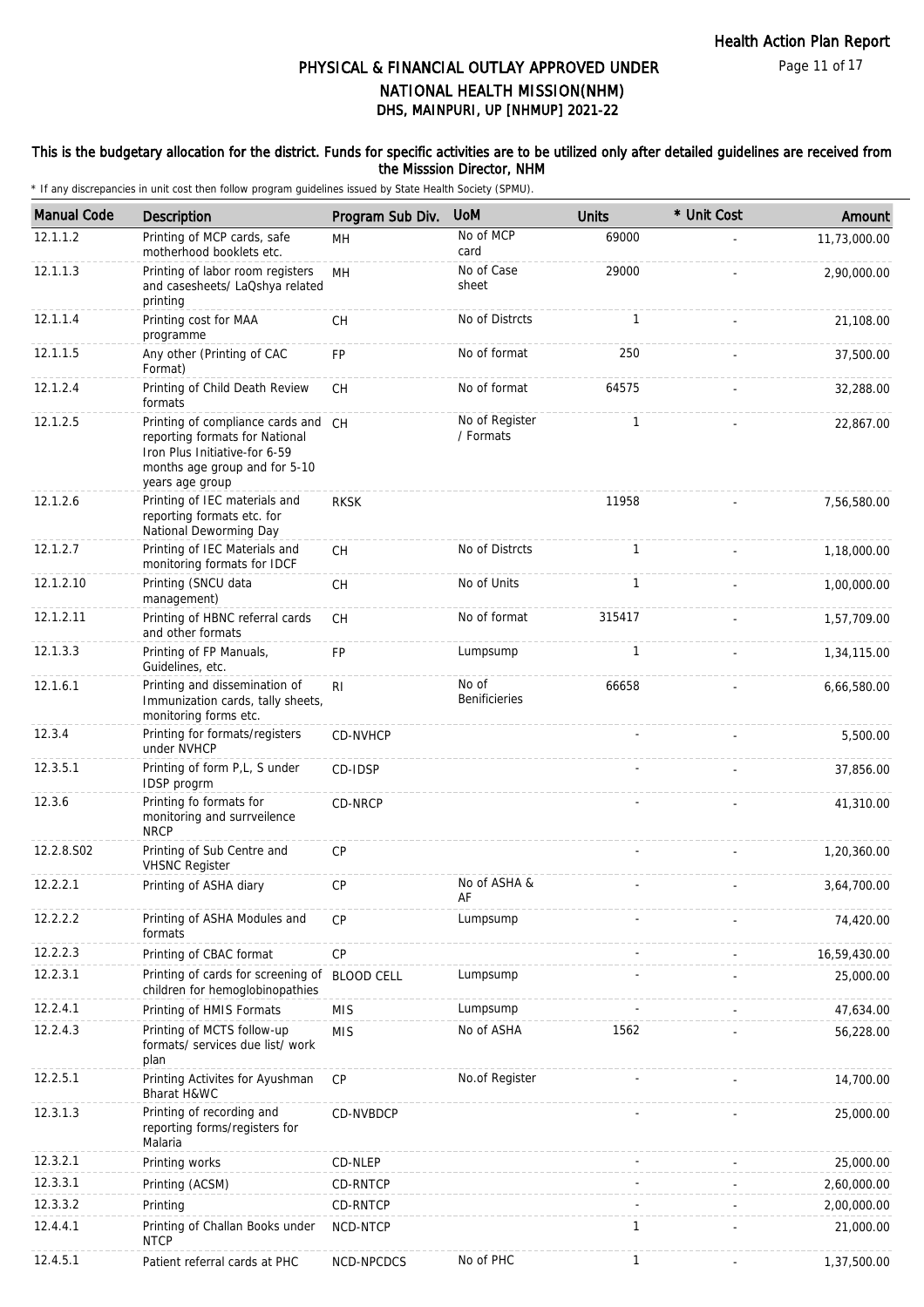# PHYSICAL & FINANCIAL OUTLAY APPROVED UNDER NATIONAL HEALTH MISSION(NHM)

## DHS, MAINPURI, UP [NHMUP] 2021-22

**This is the budgetary allocation for the district. Funds for specific activities are to be utilized only after detailed guidelines are received from the Misssion Director, NHM**

\* If any discrepancies in unit cost then follow program guidelines issued by State Health Society (SPMU).

| Manual Code | Description | Program Sub Div. | UoM | Units | * Unit Cost | Amount |
|---|---|---|---|---|---|---|
| 12.1.1.2 | Printing of MCP cards, safe motherhood booklets etc. | MH | No of MCP card | 69000 | - | 11,73,000.00 |
| 12.1.1.3 | Printing of labor room registers and casesheets/ LaQshya related printing | MH | No of Case sheet | 29000 | - | 2,90,000.00 |
| 12.1.1.4 | Printing cost for MAA programme | CH | No of Distrcts | 1 | - | 21,108.00 |
| 12.1.1.5 | Any other (Printing of CAC Format) | FP | No of format | 250 | - | 37,500.00 |
| 12.1.2.4 | Printing of Child Death Review formats | CH | No of format | 64575 | - | 32,288.00 |
| 12.1.2.5 | Printing of compliance cards and reporting formats for National Iron Plus Initiative-for 6-59 months age group and for 5-10 years age group | CH | No of Register / Formats | 1 | - | 22,867.00 |
| 12.1.2.6 | Printing of IEC materials and reporting formats etc. for National Deworming Day | RKSK | | 11958 | - | 7,56,580.00 |
| 12.1.2.7 | Printing of IEC Materials and monitoring formats for IDCF | CH | No of Distrcts | 1 | - | 1,18,000.00 |
| 12.1.2.10 | Printing (SNCU data management) | CH | No of Units | 1 | - | 1,00,000.00 |
| 12.1.2.11 | Printing of HBNC referral cards and other formats | CH | No of format | 315417 | - | 1,57,709.00 |
| 12.1.3.3 | Printing of FP Manuals, Guidelines, etc. | FP | Lumpsump | 1 | - | 1,34,115.00 |
| 12.1.6.1 | Printing and dissemination of Immunization cards, tally sheets, monitoring forms etc. | RI | No of Benificieries | 66658 | - | 6,66,580.00 |
| 12.3.4 | Printing for formats/registers under NVHCP | CD-NVHCP | | - | - | 5,500.00 |
| 12.3.5.1 | Printing of form P,L, S under IDSP progrm | CD-IDSP | | - | - | 37,856.00 |
| 12.3.6 | Printing fo formats for monitoring and surrveilence NRCP | CD-NRCP | | - | - | 41,310.00 |
| 12.2.8.S02 | Printing of Sub Centre and VHSNC Register | CP | | - | - | 1,20,360.00 |
| 12.2.2.1 | Printing of ASHA diary | CP | No of ASHA & AF | - | - | 3,64,700.00 |
| 12.2.2.2 | Printing of ASHA Modules and formats | CP | Lumpsump | - | - | 74,420.00 |
| 12.2.2.3 | Printing of CBAC format | CP | | - | - | 16,59,430.00 |
| 12.2.3.1 | Printing of cards for screening of children for hemoglobinopathies | BLOOD CELL | Lumpsump | - | - | 25,000.00 |
| 12.2.4.1 | Printing of HMIS Formats | MIS | Lumpsump | - | - | 47,634.00 |
| 12.2.4.3 | Printing of MCTS follow-up formats/ services due list/ work plan | MIS | No of ASHA | 1562 | - | 56,228.00 |
| 12.2.5.1 | Printing Activites for Ayushman Bharat H&WC | CP | No.of Register | - | - | 14,700.00 |
| 12.3.1.3 | Printing of recording and reporting forms/registers for Malaria | CD-NVBDCP | | - | - | 25,000.00 |
| 12.3.2.1 | Printing works | CD-NLEP | | - | - | 25,000.00 |
| 12.3.3.1 | Printing (ACSM) | CD-RNTCP | | - | - | 2,60,000.00 |
| 12.3.3.2 | Printing | CD-RNTCP | | - | - | 2,00,000.00 |
| 12.4.4.1 | Printing of Challan Books under NTCP | NCD-NTCP | | 1 | - | 21,000.00 |
| 12.4.5.1 | Patient referral cards at PHC | NCD-NPCDCS | No of PHC | 1 | - | 1,37,500.00 |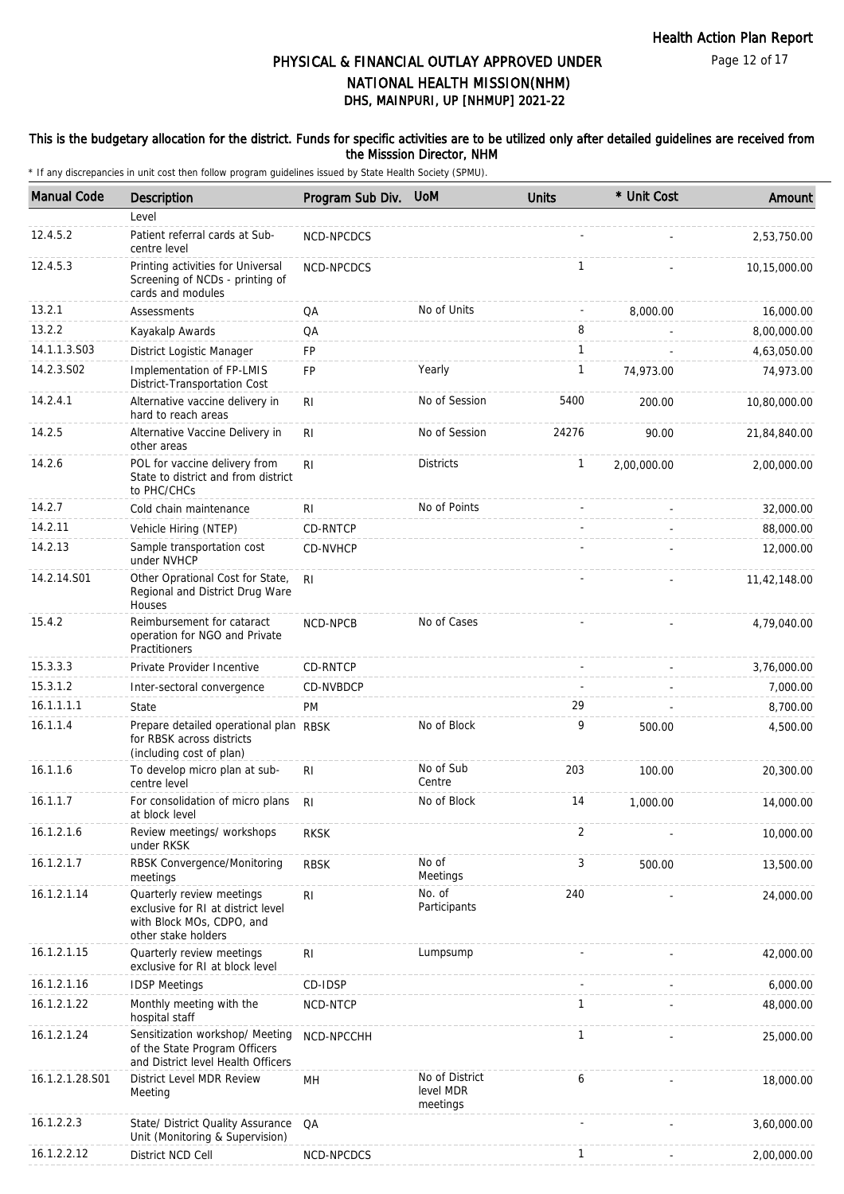# PHYSICAL & FINANCIAL OUTLAY APPROVED UNDER NATIONAL HEALTH MISSION(NHM)
## DHS, MAINPURI, UP [NHMUP] 2021-22

**This is the budgetary allocation for the district. Funds for specific activities are to be utilized only after detailed guidelines are received from the Misssion Director, NHM**

\* If any discrepancies in unit cost then follow program guidelines issued by State Health Society (SPMU).

| Manual Code | Description | Program Sub Div. | UoM | Units | * Unit Cost | Amount |
|---|---|---|---|---|---|---|
| | Level | | | | | |
| 12.4.5.2 | Patient referral cards at Sub-centre level | NCD-NPCDCS | | - | - | 2,53,750.00 |
| 12.4.5.3 | Printing activities for Universal Screening of NCDs - printing of cards and modules | NCD-NPCDCS | | 1 | - | 10,15,000.00 |
| 13.2.1 | Assessments | QA | No of Units | - | 8,000.00 | 16,000.00 |
| 13.2.2 | Kayakalp Awards | QA | | 8 | - | 8,00,000.00 |
| 14.1.1.3.S03 | District Logistic Manager | FP | | 1 | - | 4,63,050.00 |
| 14.2.3.S02 | Implementation of FP-LMIS District-Transportation Cost | FP | Yearly | 1 | 74,973.00 | 74,973.00 |
| 14.2.4.1 | Alternative vaccine delivery in hard to reach areas | RI | No of Session | 5400 | 200.00 | 10,80,000.00 |
| 14.2.5 | Alternative Vaccine Delivery in other areas | RI | No of Session | 24276 | 90.00 | 21,84,840.00 |
| 14.2.6 | POL for vaccine delivery from State to district and from district to PHC/CHCs | RI | Districts | 1 | 2,00,000.00 | 2,00,000.00 |
| 14.2.7 | Cold chain maintenance | RI | No of Points | - | - | 32,000.00 |
| 14.2.11 | Vehicle Hiring (NTEP) | CD-RNTCP | | - | - | 88,000.00 |
| 14.2.13 | Sample transportation cost under NVHCP | CD-NVHCP | | - | - | 12,000.00 |
| 14.2.14.S01 | Other Oprational Cost for State, Regional and District Drug Ware Houses | RI | | - | - | 11,42,148.00 |
| 15.4.2 | Reimbursement for cataract operation for NGO and Private Practitioners | NCD-NPCB | No of Cases | - | - | 4,79,040.00 |
| 15.3.3.3 | Private Provider Incentive | CD-RNTCP | | - | - | 3,76,000.00 |
| 15.3.1.2 | Inter-sectoral convergence | CD-NVBDCP | | - | - | 7,000.00 |
| 16.1.1.1.1 | State | PM | | 29 | - | 8,700.00 |
| 16.1.1.4 | Prepare detailed operational plan for RBSK across districts (including cost of plan) | RBSK | No of Block | 9 | 500.00 | 4,500.00 |
| 16.1.1.6 | To develop micro plan at sub-centre level | RI | No of Sub Centre | 203 | 100.00 | 20,300.00 |
| 16.1.1.7 | For consolidation of micro plans at block level | RI | No of Block | 14 | 1,000.00 | 14,000.00 |
| 16.1.2.1.6 | Review meetings/ workshops under RKSK | RKSK | | 2 | - | 10,000.00 |
| 16.1.2.1.7 | RBSK Convergence/Monitoring meetings | RBSK | No of Meetings | 3 | 500.00 | 13,500.00 |
| 16.1.2.1.14 | Quarterly review meetings exclusive for RI at district level with Block MOs, CDPO, and other stake holders | RI | No. of Participants | 240 | - | 24,000.00 |
| 16.1.2.1.15 | Quarterly review meetings exclusive for RI at block level | RI | Lumpsump | - | - | 42,000.00 |
| 16.1.2.1.16 | IDSP Meetings | CD-IDSP | | - | - | 6,000.00 |
| 16.1.2.1.22 | Monthly meeting with the hospital staff | NCD-NTCP | | 1 | - | 48,000.00 |
| 16.1.2.1.24 | Sensitization workshop/ Meeting of the State Program Officers and District level Health Officers | NCD-NPCCHH | | 1 | - | 25,000.00 |
| 16.1.2.1.28.S01 | District Level MDR Review Meeting | MH | No of District level MDR meetings | 6 | - | 18,000.00 |
| 16.1.2.2.3 | State/ District Quality Assurance Unit (Monitoring & Supervision) | QA | | - | - | 3,60,000.00 |
| 16.1.2.2.12 | District NCD Cell | NCD-NPCDCS | | 1 | - | 2,00,000.00 |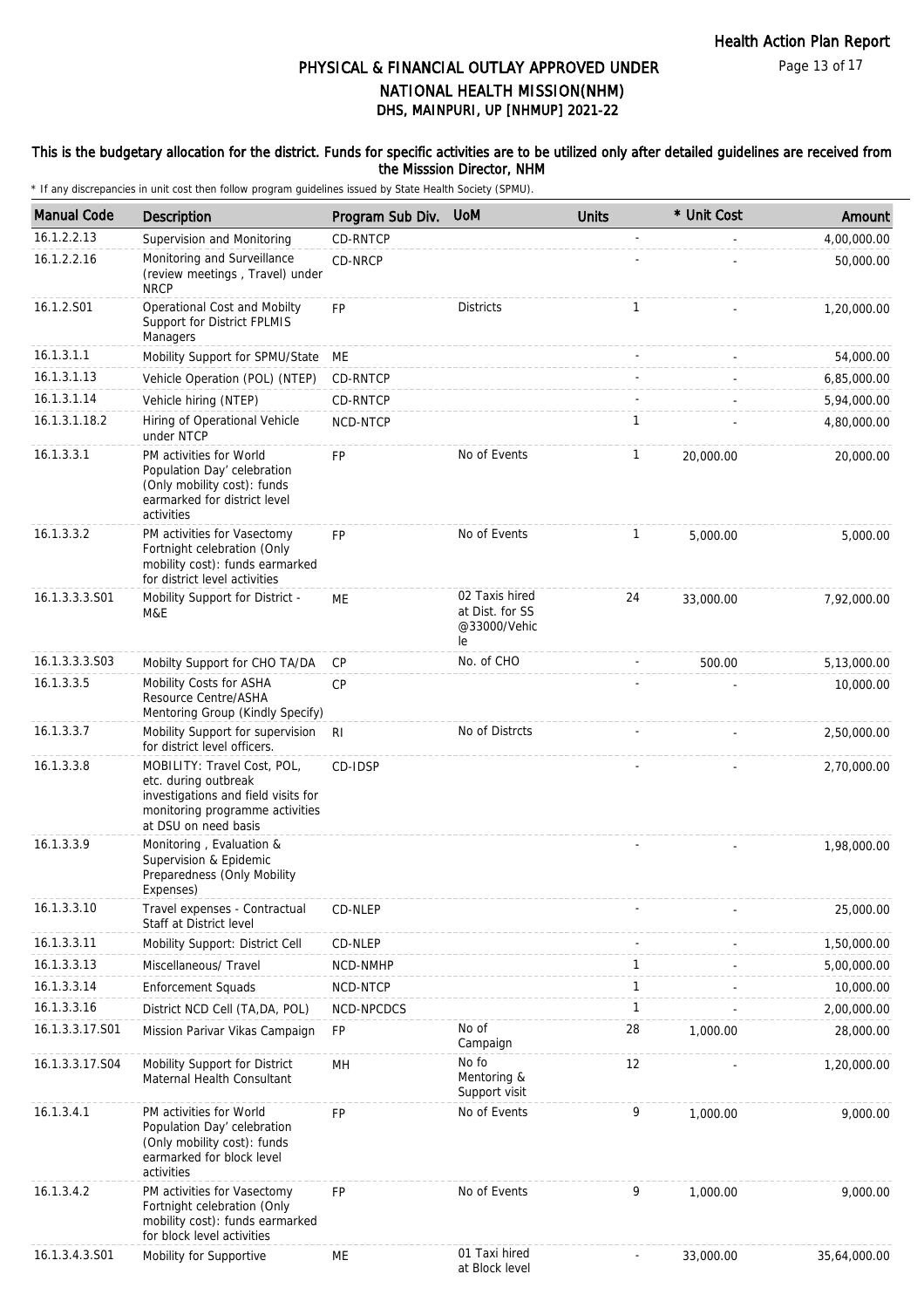# PHYSICAL & FINANCIAL OUTLAY APPROVED UNDER NATIONAL HEALTH MISSION(NHM)

## DHS, MAINPURI, UP [NHMUP] 2021-22

**This is the budgetary allocation for the district. Funds for specific activities are to be utilized only after detailed guidelines are received from the Misssion Director, NHM**

\* If any discrepancies in unit cost then follow program guidelines issued by State Health Society (SPMU).

| Manual Code | Description | Program Sub Div. | UoM | Units | * Unit Cost | Amount |
|---|---|---|---|---|---|---|
| 16.1.2.2.13 | Supervision and Monitoring | CD-RNTCP | | - | - | 4,00,000.00 |
| 16.1.2.2.16 | Monitoring and Surveillance (review meetings , Travel) under NRCP | CD-NRCP | | - | - | 50,000.00 |
| 16.1.2.S01 | Operational Cost and Mobilty Support for District FPLMIS Managers | FP | Districts | 1 | - | 1,20,000.00 |
| 16.1.3.1.1 | Mobility Support for SPMU/State | ME | | - | - | 54,000.00 |
| 16.1.3.1.13 | Vehicle Operation (POL) (NTEP) | CD-RNTCP | | - | - | 6,85,000.00 |
| 16.1.3.1.14 | Vehicle hiring (NTEP) | CD-RNTCP | | - | - | 5,94,000.00 |
| 16.1.3.1.18.2 | Hiring of Operational Vehicle under NTCP | NCD-NTCP | | 1 | - | 4,80,000.00 |
| 16.1.3.3.1 | PM activities for World Population Day' celebration (Only mobility cost): funds earmarked for district level activities | FP | No of Events | 1 | 20,000.00 | 20,000.00 |
| 16.1.3.3.2 | PM activities for Vasectomy Fortnight celebration (Only mobility cost): funds earmarked for district level activities | FP | No of Events | 1 | 5,000.00 | 5,000.00 |
| 16.1.3.3.3.S01 | Mobility Support for District - M&E | ME | 02 Taxis hired at Dist. for SS @33000/Vehicle | 24 | 33,000.00 | 7,92,000.00 |
| 16.1.3.3.3.S03 | Mobilty Support for CHO TA/DA | CP | No. of CHO | - | 500.00 | 5,13,000.00 |
| 16.1.3.3.5 | Mobility Costs for ASHA Resource Centre/ASHA Mentoring Group (Kindly Specify) | CP | | - | - | 10,000.00 |
| 16.1.3.3.7 | Mobility Support for supervision for district level officers. | RI | No of Distrcts | - | - | 2,50,000.00 |
| 16.1.3.3.8 | MOBILITY: Travel Cost, POL, etc. during outbreak investigations and field visits for monitoring programme activities at DSU on need basis | CD-IDSP | | - | - | 2,70,000.00 |
| 16.1.3.3.9 | Monitoring , Evaluation & Supervision & Epidemic Preparedness (Only Mobility Expenses) | | | - | - | 1,98,000.00 |
| 16.1.3.3.10 | Travel expenses - Contractual Staff at District level | CD-NLEP | | - | - | 25,000.00 |
| 16.1.3.3.11 | Mobility Support: District Cell | CD-NLEP | | - | - | 1,50,000.00 |
| 16.1.3.3.13 | Miscellaneous/ Travel | NCD-NMHP | | 1 | - | 5,00,000.00 |
| 16.1.3.3.14 | Enforcement Squads | NCD-NTCP | | 1 | - | 10,000.00 |
| 16.1.3.3.16 | District NCD Cell (TA,DA, POL) | NCD-NPCDCS | | 1 | - | 2,00,000.00 |
| 16.1.3.3.17.S01 | Mission Parivar Vikas Campaign | FP | No of Campaign | 28 | 1,000.00 | 28,000.00 |
| 16.1.3.3.17.S04 | Mobility Support for District Maternal Health Consultant | MH | No fo Mentoring & Support visit | 12 | - | 1,20,000.00 |
| 16.1.3.4.1 | PM activities for World Population Day' celebration (Only mobility cost): funds earmarked for block level activities | FP | No of Events | 9 | 1,000.00 | 9,000.00 |
| 16.1.3.4.2 | PM activities for Vasectomy Fortnight celebration (Only mobility cost): funds earmarked for block level activities | FP | No of Events | 9 | 1,000.00 | 9,000.00 |
| 16.1.3.4.3.S01 | Mobility for Supportive | ME | 01 Taxi hired at Block level | - | 33,000.00 | 35,64,000.00 |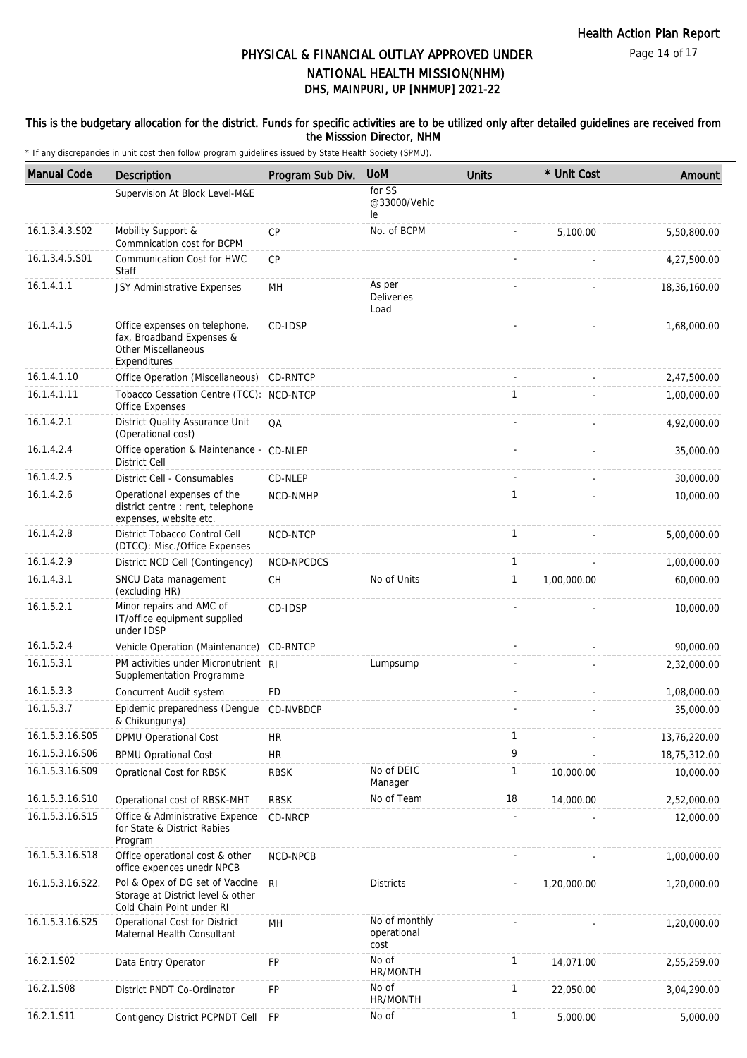# PHYSICAL & FINANCIAL OUTLAY APPROVED UNDER NATIONAL HEALTH MISSION(NHM)

## DHS, MAINPURI, UP [NHMUP] 2021-22

**This is the budgetary allocation for the district. Funds for specific activities are to be utilized only after detailed guidelines are received from the Misssion Director, NHM**

\* If any discrepancies in unit cost then follow program guidelines issued by State Health Society (SPMU).

| Manual Code | Description | Program Sub Div. | UoM | Units | * Unit Cost | Amount |
|---|---|---|---|---|---|---|
| | Supervision At Block Level-M&E | | for SS @33000/Vehicle | | | |
| 16.1.3.4.3.S02 | Mobility Support & Commnication cost for BCPM | CP | No. of BCPM | - | 5,100.00 | 5,50,800.00 |
| 16.1.3.4.5.S01 | Communication Cost for HWC Staff | CP | | - | - | 4,27,500.00 |
| 16.1.4.1.1 | JSY Administrative Expenses | MH | As per Deliveries Load | - | - | 18,36,160.00 |
| 16.1.4.1.5 | Office expenses on telephone, fax, Broadband Expenses & Other Miscellaneous Expenditures | CD-IDSP | | - | - | 1,68,000.00 |
| 16.1.4.1.10 | Office Operation (Miscellaneous) | CD-RNTCP | | - | - | 2,47,500.00 |
| 16.1.4.1.11 | Tobacco Cessation Centre (TCC): Office Expenses | NCD-NTCP | | 1 | - | 1,00,000.00 |
| 16.1.4.2.1 | District Quality Assurance Unit (Operational cost) | QA | | - | - | 4,92,000.00 |
| 16.1.4.2.4 | Office operation & Maintenance - District Cell | CD-NLEP | | - | - | 35,000.00 |
| 16.1.4.2.5 | District Cell - Consumables | CD-NLEP | | - | - | 30,000.00 |
| 16.1.4.2.6 | Operational expenses of the district centre : rent, telephone expenses, website etc. | NCD-NMHP | | 1 | - | 10,000.00 |
| 16.1.4.2.8 | District Tobacco Control Cell (DTCC): Misc./Office Expenses | NCD-NTCP | | 1 | - | 5,00,000.00 |
| 16.1.4.2.9 | District NCD Cell (Contingency) | NCD-NPCDCS | | 1 | - | 1,00,000.00 |
| 16.1.4.3.1 | SNCU Data management (excluding HR) | CH | No of Units | 1 | 1,00,000.00 | 60,000.00 |
| 16.1.5.2.1 | Minor repairs and AMC of IT/office equipment supplied under IDSP | CD-IDSP | | - | - | 10,000.00 |
| 16.1.5.2.4 | Vehicle Operation (Maintenance) | CD-RNTCP | | - | - | 90,000.00 |
| 16.1.5.3.1 | PM activities under Micronutrient Supplementation Programme | RI | Lumpsump | - | - | 2,32,000.00 |
| 16.1.5.3.3 | Concurrent Audit system | FD | | - | - | 1,08,000.00 |
| 16.1.5.3.7 | Epidemic preparedness (Dengue & Chikungunya) | CD-NVBDCP | | - | - | 35,000.00 |
| 16.1.5.3.16.S05 | DPMU Operational Cost | HR | | 1 | - | 13,76,220.00 |
| 16.1.5.3.16.S06 | BPMU Oprational Cost | HR | | 9 | - | 18,75,312.00 |
| 16.1.5.3.16.S09 | Oprational Cost for RBSK | RBSK | No of DEIC Manager | 1 | 10,000.00 | 10,000.00 |
| 16.1.5.3.16.S10 | Operational cost of RBSK-MHT | RBSK | No of Team | 18 | 14,000.00 | 2,52,000.00 |
| 16.1.5.3.16.S15 | Office & Administrative Expence for State & District Rabies Program | CD-NRCP | | - | - | 12,000.00 |
| 16.1.5.3.16.S18 | Office operational cost & other office expences unedr NPCB | NCD-NPCB | | - | - | 1,00,000.00 |
| 16.1.5.3.16.S22. | Pol & Opex of DG set of Vaccine Storage at District level & other Cold Chain Point under RI | RI | Districts | - | 1,20,000.00 | 1,20,000.00 |
| 16.1.5.3.16.S25 | Operational Cost for District Maternal Health Consultant | MH | No of monthly operational cost | - | - | 1,20,000.00 |
| 16.2.1.S02 | Data Entry Operator | FP | No of HR/MONTH | 1 | 14,071.00 | 2,55,259.00 |
| 16.2.1.S08 | District PNDT Co-Ordinator | FP | No of HR/MONTH | 1 | 22,050.00 | 3,04,290.00 |
| 16.2.1.S11 | Contigency District PCPNDT Cell | FP | No of | 1 | 5,000.00 | 5,000.00 |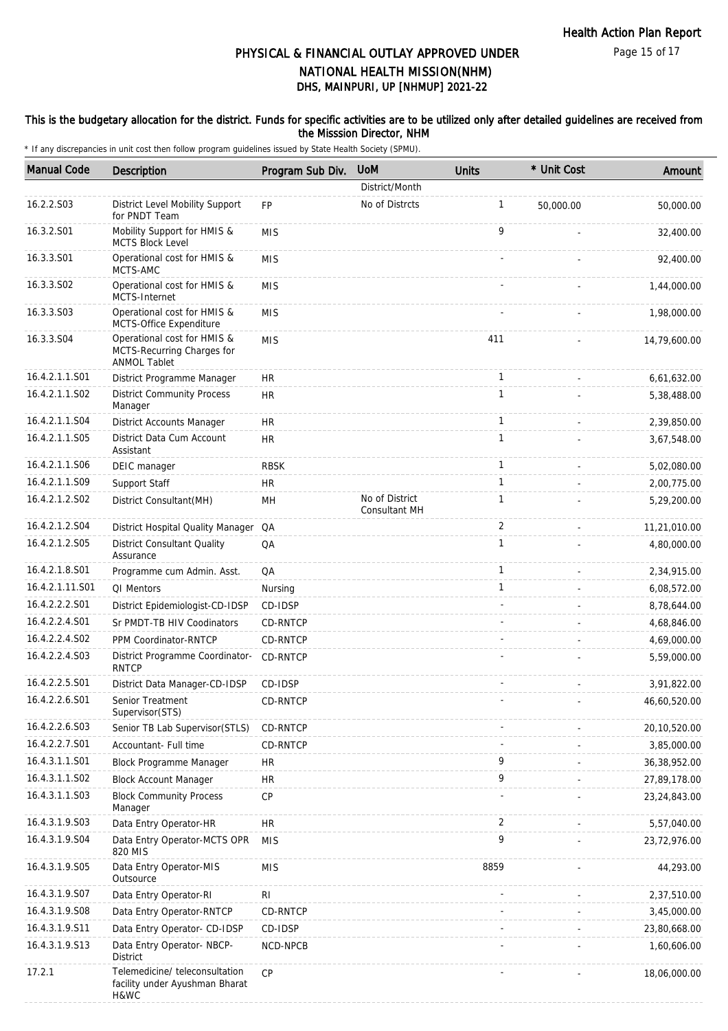## PHYSICAL & FINANCIAL OUTLAY APPROVED UNDER NATIONAL HEALTH MISSION(NHM)
## DHS, MAINPURI, UP [NHMUP] 2021-22

**This is the budgetary allocation for the district. Funds for specific activities are to be utilized only after detailed guidelines are received from the Misssion Director, NHM**

\* If any discrepancies in unit cost then follow program guidelines issued by State Health Society (SPMU).

| Manual Code | Description | Program Sub Div. | UoM | Units | * Unit Cost | Amount |
|---|---|---|---|---|---|---|
| | | | District/Month | | | |
| 16.2.2.S03 | District Level Mobility Support for PNDT Team | FP | No of Distrcts | 1 | 50,000.00 | 50,000.00 |
| 16.3.2.S01 | Mobility Support for HMIS & MCTS Block Level | MIS | | 9 | - | 32,400.00 |
| 16.3.3.S01 | Operational cost for HMIS & MCTS-AMC | MIS | | - | - | 92,400.00 |
| 16.3.3.S02 | Operational cost for HMIS & MCTS-Internet | MIS | | - | - | 1,44,000.00 |
| 16.3.3.S03 | Operational cost for HMIS & MCTS-Office Expenditure | MIS | | - | - | 1,98,000.00 |
| 16.3.3.S04 | Operational cost for HMIS & MCTS-Recurring Charges for ANMOL Tablet | MIS | | 411 | - | 14,79,600.00 |
| 16.4.2.1.1.S01 | District Programme Manager | HR | | 1 | - | 6,61,632.00 |
| 16.4.2.1.1.S02 | District Community Process Manager | HR | | 1 | - | 5,38,488.00 |
| 16.4.2.1.1.S04 | District Accounts Manager | HR | | 1 | - | 2,39,850.00 |
| 16.4.2.1.1.S05 | District Data Cum Account Assistant | HR | | 1 | - | 3,67,548.00 |
| 16.4.2.1.1.S06 | DEIC manager | RBSK | | 1 | - | 5,02,080.00 |
| 16.4.2.1.1.S09 | Support Staff | HR | | 1 | - | 2,00,775.00 |
| 16.4.2.1.2.S02 | District Consultant(MH) | MH | No of District Consultant MH | 1 | - | 5,29,200.00 |
| 16.4.2.1.2.S04 | District Hospital Quality Manager | QA | | 2 | - | 11,21,010.00 |
| 16.4.2.1.2.S05 | District Consultant Quality Assurance | QA | | 1 | - | 4,80,000.00 |
| 16.4.2.1.8.S01 | Programme cum Admin. Asst. | QA | | 1 | - | 2,34,915.00 |
| 16.4.2.1.11.S01 | QI Mentors | Nursing | | 1 | - | 6,08,572.00 |
| 16.4.2.2.2.S01 | District Epidemiologist-CD-IDSP | CD-IDSP | | - | - | 8,78,644.00 |
| 16.4.2.2.4.S01 | Sr PMDT-TB HIV Coodinators | CD-RNTCP | | - | - | 4,68,846.00 |
| 16.4.2.2.4.S02 | PPM Coordinator-RNTCP | CD-RNTCP | | - | - | 4,69,000.00 |
| 16.4.2.2.4.S03 | District Programme Coordinator-RNTCP | CD-RNTCP | | - | - | 5,59,000.00 |
| 16.4.2.2.5.S01 | District Data Manager-CD-IDSP | CD-IDSP | | - | - | 3,91,822.00 |
| 16.4.2.2.6.S01 | Senior Treatment Supervisor(STS) | CD-RNTCP | | - | - | 46,60,520.00 |
| 16.4.2.2.6.S03 | Senior TB Lab Supervisor(STLS) | CD-RNTCP | | - | - | 20,10,520.00 |
| 16.4.2.2.7.S01 | Accountant- Full time | CD-RNTCP | | - | - | 3,85,000.00 |
| 16.4.3.1.1.S01 | Block Programme Manager | HR | | 9 | - | 36,38,952.00 |
| 16.4.3.1.1.S02 | Block Account Manager | HR | | 9 | - | 27,89,178.00 |
| 16.4.3.1.1.S03 | Block Community Process Manager | CP | | - | - | 23,24,843.00 |
| 16.4.3.1.9.S03 | Data Entry Operator-HR | HR | | 2 | - | 5,57,040.00 |
| 16.4.3.1.9.S04 | Data Entry Operator-MCTS OPR 820 MIS | MIS | | 9 | - | 23,72,976.00 |
| 16.4.3.1.9.S05 | Data Entry Operator-MIS Outsource | MIS | | 8859 | - | 44,293.00 |
| 16.4.3.1.9.S07 | Data Entry Operator-RI | RI | | - | - | 2,37,510.00 |
| 16.4.3.1.9.S08 | Data Entry Operator-RNTCP | CD-RNTCP | | - | - | 3,45,000.00 |
| 16.4.3.1.9.S11 | Data Entry Operator- CD-IDSP | CD-IDSP | | - | - | 23,80,668.00 |
| 16.4.3.1.9.S13 | Data Entry Operator- NBCP-District | NCD-NPCB | | - | - | 1,60,606.00 |
| 17.2.1 | Telemedicine/ teleconsultation facility under Ayushman Bharat H&WC | CP | | - | - | 18,06,000.00 |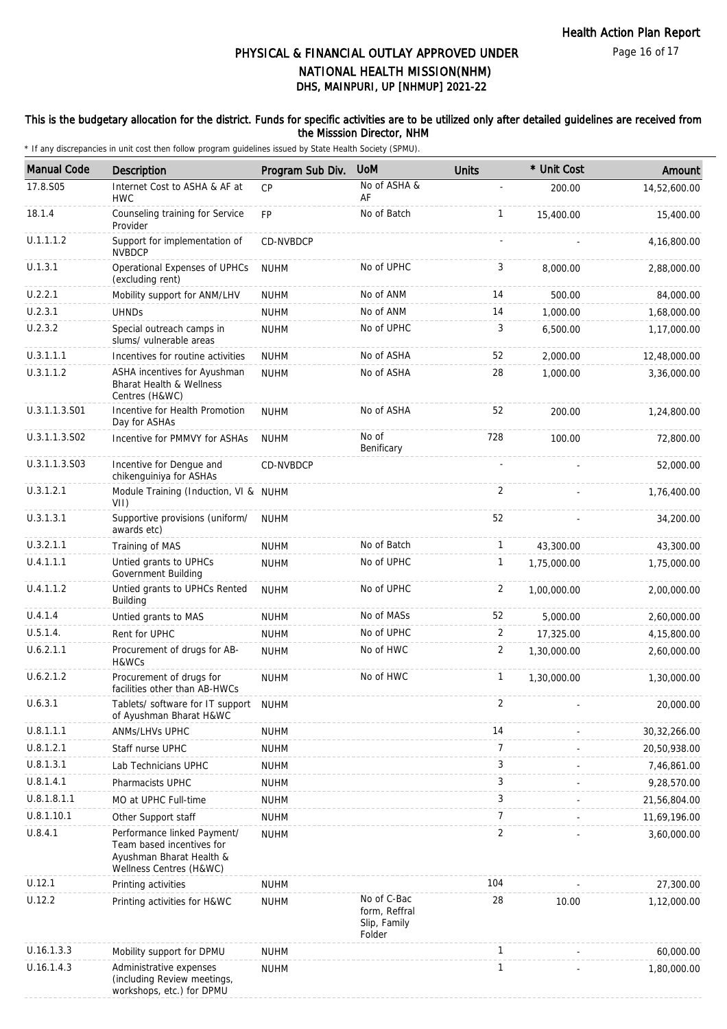# PHYSICAL & FINANCIAL OUTLAY APPROVED UNDER NATIONAL HEALTH MISSION(NHM)
## DHS, MAINPURI, UP [NHMUP] 2021-22

**This is the budgetary allocation for the district. Funds for specific activities are to be utilized only after detailed guidelines are received from the Misssion Director, NHM**

\* If any discrepancies in unit cost then follow program guidelines issued by State Health Society (SPMU).

| Manual Code | Description | Program Sub Div. | UoM | Units | * Unit Cost | Amount |
|---|---|---|---|---|---|---|
| 17.8.S05 | Internet Cost to ASHA & AF at HWC | CP | No of ASHA & AF | - | 200.00 | 14,52,600.00 |
| 18.1.4 | Counseling training for Service Provider | FP | No of Batch | 1 | 15,400.00 | 15,400.00 |
| U.1.1.1.2 | Support for implementation of NVBDCP | CD-NVBDCP | | - | - | 4,16,800.00 |
| U.1.3.1 | Operational Expenses of UPHCs (excluding rent) | NUHM | No of UPHC | 3 | 8,000.00 | 2,88,000.00 |
| U.2.2.1 | Mobility support for ANM/LHV | NUHM | No of ANM | 14 | 500.00 | 84,000.00 |
| U.2.3.1 | UHNDs | NUHM | No of ANM | 14 | 1,000.00 | 1,68,000.00 |
| U.2.3.2 | Special outreach camps in slums/ vulnerable areas | NUHM | No of UPHC | 3 | 6,500.00 | 1,17,000.00 |
| U.3.1.1.1 | Incentives for routine activities | NUHM | No of ASHA | 52 | 2,000.00 | 12,48,000.00 |
| U.3.1.1.2 | ASHA incentives for Ayushman Bharat Health & Wellness Centres (H&WC) | NUHM | No of ASHA | 28 | 1,000.00 | 3,36,000.00 |
| U.3.1.1.3.S01 | Incentive for Health Promotion Day for ASHAs | NUHM | No of ASHA | 52 | 200.00 | 1,24,800.00 |
| U.3.1.1.3.S02 | Incentive for PMMVY for ASHAs | NUHM | No of Benificary | 728 | 100.00 | 72,800.00 |
| U.3.1.1.3.S03 | Incentive for Dengue and chikenguiniya for ASHAs | CD-NVBDCP | | - | - | 52,000.00 |
| U.3.1.2.1 | Module Training (Induction, VI & VII) | NUHM | | 2 | - | 1,76,400.00 |
| U.3.1.3.1 | Supportive provisions (uniform/ awards etc) | NUHM | | 52 | - | 34,200.00 |
| U.3.2.1.1 | Training of MAS | NUHM | No of Batch | 1 | 43,300.00 | 43,300.00 |
| U.4.1.1.1 | Untied grants to UPHCs Government Building | NUHM | No of UPHC | 1 | 1,75,000.00 | 1,75,000.00 |
| U.4.1.1.2 | Untied grants to UPHCs Rented Building | NUHM | No of UPHC | 2 | 1,00,000.00 | 2,00,000.00 |
| U.4.1.4 | Untied grants to MAS | NUHM | No of MASs | 52 | 5,000.00 | 2,60,000.00 |
| U.5.1.4. | Rent for UPHC | NUHM | No of UPHC | 2 | 17,325.00 | 4,15,800.00 |
| U.6.2.1.1 | Procurement of drugs for AB-H&WCs | NUHM | No of HWC | 2 | 1,30,000.00 | 2,60,000.00 |
| U.6.2.1.2 | Procurement of drugs for facilities other than AB-HWCs | NUHM | No of HWC | 1 | 1,30,000.00 | 1,30,000.00 |
| U.6.3.1 | Tablets/ software for IT support of Ayushman Bharat H&WC | NUHM | | 2 | - | 20,000.00 |
| U.8.1.1.1 | ANMs/LHVs UPHC | NUHM | | 14 | - | 30,32,266.00 |
| U.8.1.2.1 | Staff nurse UPHC | NUHM | | 7 | - | 20,50,938.00 |
| U.8.1.3.1 | Lab Technicians UPHC | NUHM | | 3 | - | 7,46,861.00 |
| U.8.1.4.1 | Pharmacists UPHC | NUHM | | 3 | - | 9,28,570.00 |
| U.8.1.8.1.1 | MO at UPHC Full-time | NUHM | | 3 | - | 21,56,804.00 |
| U.8.1.10.1 | Other Support staff | NUHM | | 7 | - | 11,69,196.00 |
| U.8.4.1 | Performance linked Payment/ Team based incentives for Ayushman Bharat Health & Wellness Centres (H&WC) | NUHM | | 2 | - | 3,60,000.00 |
| U.12.1 | Printing activities | NUHM | | 104 | - | 27,300.00 |
| U.12.2 | Printing activities for H&WC | NUHM | No of C-Bac form, Reffral Slip, Family Folder | 28 | 10.00 | 1,12,000.00 |
| U.16.1.3.3 | Mobility support for DPMU | NUHM | | 1 | - | 60,000.00 |
| U.16.1.4.3 | Administrative expenses (including Review meetings, workshops, etc.) for DPMU | NUHM | | 1 | - | 1,80,000.00 |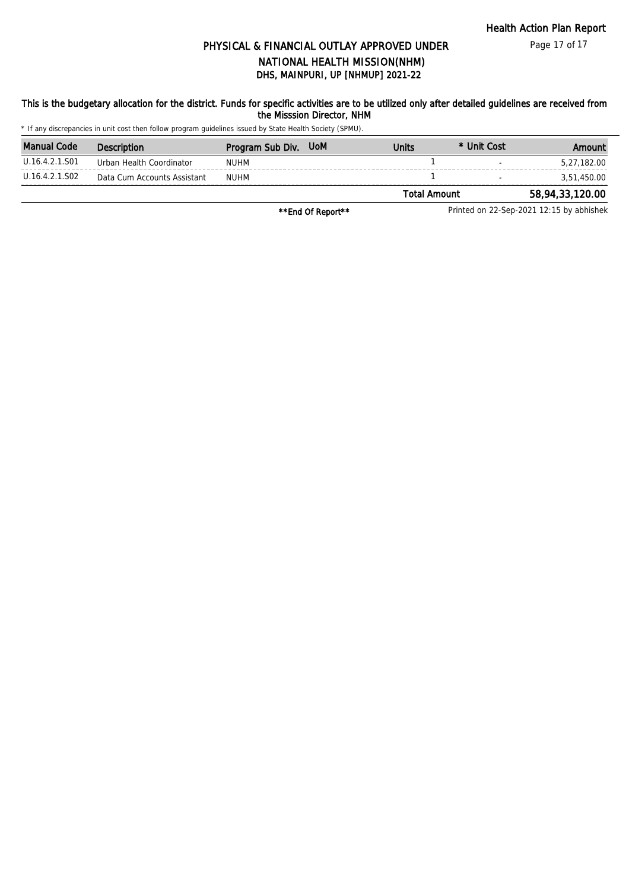# PHYSICAL & FINANCIAL OUTLAY APPROVED UNDER NATIONAL HEALTH MISSION(NHM)

## DHS, MAINPURI, UP [NHMUP] 2021-22

**This is the budgetary allocation for the district. Funds for specific activities are to be utilized only after detailed guidelines are received from the Misssion Director, NHM**

* If any discrepancies in unit cost then follow program guidelines issued by State Health Society (SPMU).

| Manual Code | Description | Program Sub Div. | UoM | Units | * Unit Cost | Amount |
|---|---|---|---|---|---|---|
| U.16.4.2.1.S01 | Urban Health Coordinator | NUHM | | 1 | - | 5,27,182.00 |
| U.16.4.2.1.S02 | Data Cum Accounts Assistant | NUHM | | 1 | - | 3,51,450.00 |
| | | | | **Total Amount** | | **58,94,33,120.00** |

**End Of Report**

Printed on 22-Sep-2021 12:15 by abhishek